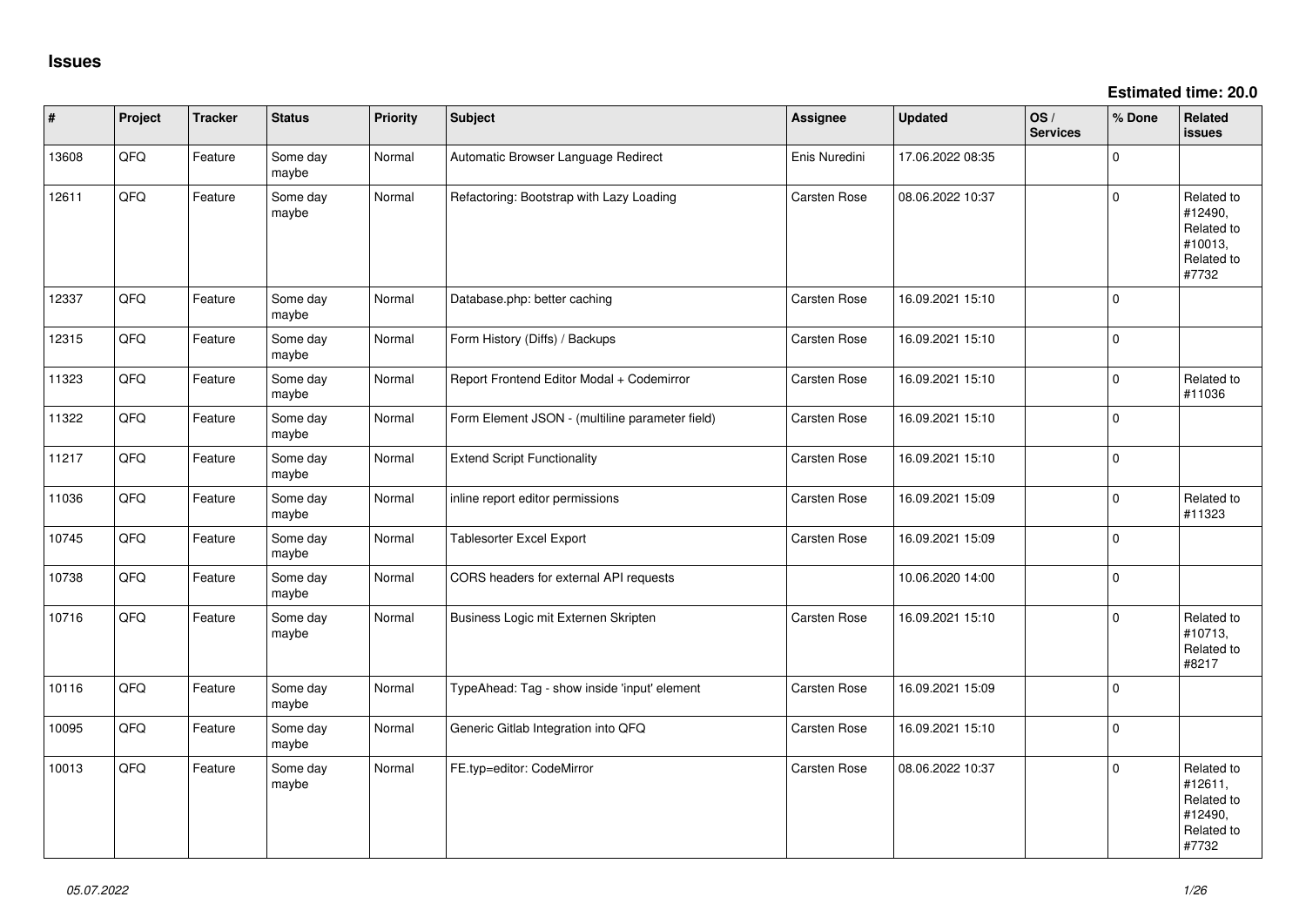# Issues

**Estimated time: 20.0**

| # | Project | Tracker | Status | Priority | Subject | Assignee | Updated | OS / Services | % Done | Related issues |
|---|---|---|---|---|---|---|---|---|---|---|
| 13608 | QFQ | Feature | Some day maybe | Normal | Automatic Browser Language Redirect | Enis Nuredini | 17.06.2022 08:35 | | 0 | |
| 12611 | QFQ | Feature | Some day maybe | Normal | Refactoring: Bootstrap with Lazy Loading | Carsten Rose | 08.06.2022 10:37 | | 0 | Related to #12490, Related to #10013, Related to #7732 |
| 12337 | QFQ | Feature | Some day maybe | Normal | Database.php: better caching | Carsten Rose | 16.09.2021 15:10 | | 0 | |
| 12315 | QFQ | Feature | Some day maybe | Normal | Form History (Diffs) / Backups | Carsten Rose | 16.09.2021 15:10 | | 0 | |
| 11323 | QFQ | Feature | Some day maybe | Normal | Report Frontend Editor Modal + Codemirror | Carsten Rose | 16.09.2021 15:10 | | 0 | Related to #11036 |
| 11322 | QFQ | Feature | Some day maybe | Normal | Form Element JSON - (multiline parameter field) | Carsten Rose | 16.09.2021 15:10 | | 0 | |
| 11217 | QFQ | Feature | Some day maybe | Normal | Extend Script Functionality | Carsten Rose | 16.09.2021 15:10 | | 0 | |
| 11036 | QFQ | Feature | Some day maybe | Normal | inline report editor permissions | Carsten Rose | 16.09.2021 15:09 | | 0 | Related to #11323 |
| 10745 | QFQ | Feature | Some day maybe | Normal | Tablesorter Excel Export | Carsten Rose | 16.09.2021 15:09 | | 0 | |
| 10738 | QFQ | Feature | Some day maybe | Normal | CORS headers for external API requests | | 10.06.2020 14:00 | | 0 | |
| 10716 | QFQ | Feature | Some day maybe | Normal | Business Logic mit Externen Skripten | Carsten Rose | 16.09.2021 15:10 | | 0 | Related to #10713, Related to #8217 |
| 10116 | QFQ | Feature | Some day maybe | Normal | TypeAhead: Tag - show inside 'input' element | Carsten Rose | 16.09.2021 15:09 | | 0 | |
| 10095 | QFQ | Feature | Some day maybe | Normal | Generic Gitlab Integration into QFQ | Carsten Rose | 16.09.2021 15:10 | | 0 | |
| 10013 | QFQ | Feature | Some day maybe | Normal | FE.typ=editor: CodeMirror | Carsten Rose | 08.06.2022 10:37 | | 0 | Related to #12611, Related to #12490, Related to #7732 |

*05.07.2022*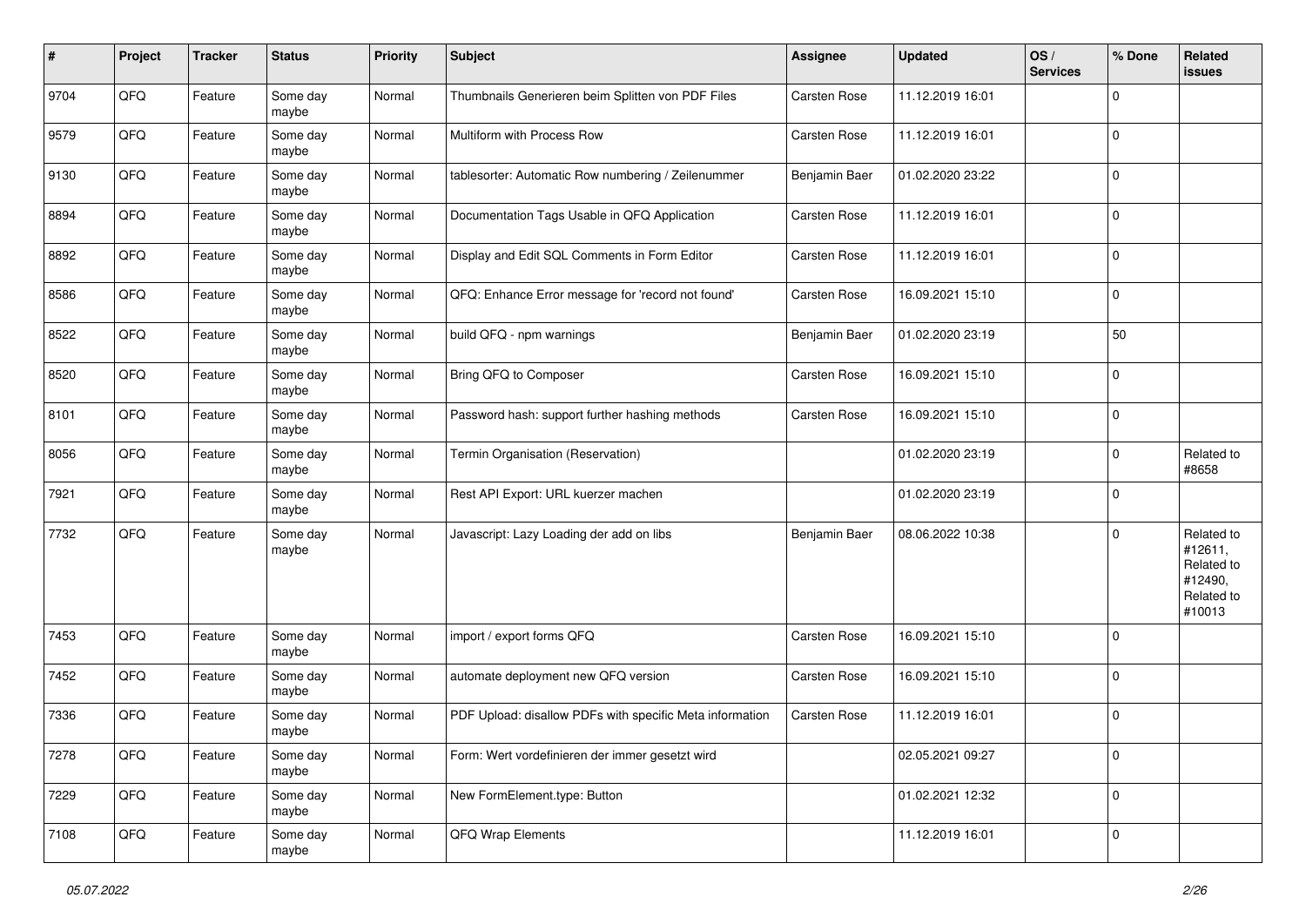| # | Project | Tracker | Status | Priority | Subject | Assignee | Updated | OS / Services | % Done | Related issues |
|---|---|---|---|---|---|---|---|---|---|---|
| 9704 | QFQ | Feature | Some day maybe | Normal | Thumbnails Generieren beim Splitten von PDF Files | Carsten Rose | 11.12.2019 16:01 | | 0 | |
| 9579 | QFQ | Feature | Some day maybe | Normal | Multiform with Process Row | Carsten Rose | 11.12.2019 16:01 | | 0 | |
| 9130 | QFQ | Feature | Some day maybe | Normal | tablesorter: Automatic Row numbering / Zeilenummer | Benjamin Baer | 01.02.2020 23:22 | | 0 | |
| 8894 | QFQ | Feature | Some day maybe | Normal | Documentation Tags Usable in QFQ Application | Carsten Rose | 11.12.2019 16:01 | | 0 | |
| 8892 | QFQ | Feature | Some day maybe | Normal | Display and Edit SQL Comments in Form Editor | Carsten Rose | 11.12.2019 16:01 | | 0 | |
| 8586 | QFQ | Feature | Some day maybe | Normal | QFQ: Enhance Error message for 'record not found' | Carsten Rose | 16.09.2021 15:10 | | 0 | |
| 8522 | QFQ | Feature | Some day maybe | Normal | build QFQ - npm warnings | Benjamin Baer | 01.02.2020 23:19 | | 50 | |
| 8520 | QFQ | Feature | Some day maybe | Normal | Bring QFQ to Composer | Carsten Rose | 16.09.2021 15:10 | | 0 | |
| 8101 | QFQ | Feature | Some day maybe | Normal | Password hash: support further hashing methods | Carsten Rose | 16.09.2021 15:10 | | 0 | |
| 8056 | QFQ | Feature | Some day maybe | Normal | Termin Organisation (Reservation) | | 01.02.2020 23:19 | | 0 | Related to #8658 |
| 7921 | QFQ | Feature | Some day maybe | Normal | Rest API Export: URL kuerzer machen | | 01.02.2020 23:19 | | 0 | |
| 7732 | QFQ | Feature | Some day maybe | Normal | Javascript: Lazy Loading der add on libs | Benjamin Baer | 08.06.2022 10:38 | | 0 | Related to #12611, Related to #12490, Related to #10013 |
| 7453 | QFQ | Feature | Some day maybe | Normal | import / export forms QFQ | Carsten Rose | 16.09.2021 15:10 | | 0 | |
| 7452 | QFQ | Feature | Some day maybe | Normal | automate deployment new QFQ version | Carsten Rose | 16.09.2021 15:10 | | 0 | |
| 7336 | QFQ | Feature | Some day maybe | Normal | PDF Upload: disallow PDFs with specific Meta information | Carsten Rose | 11.12.2019 16:01 | | 0 | |
| 7278 | QFQ | Feature | Some day maybe | Normal | Form: Wert vordefinieren der immer gesetzt wird | | 02.05.2021 09:27 | | 0 | |
| 7229 | QFQ | Feature | Some day maybe | Normal | New FormElement.type: Button | | 01.02.2021 12:32 | | 0 | |
| 7108 | QFQ | Feature | Some day maybe | Normal | QFQ Wrap Elements | | 11.12.2019 16:01 | | 0 | |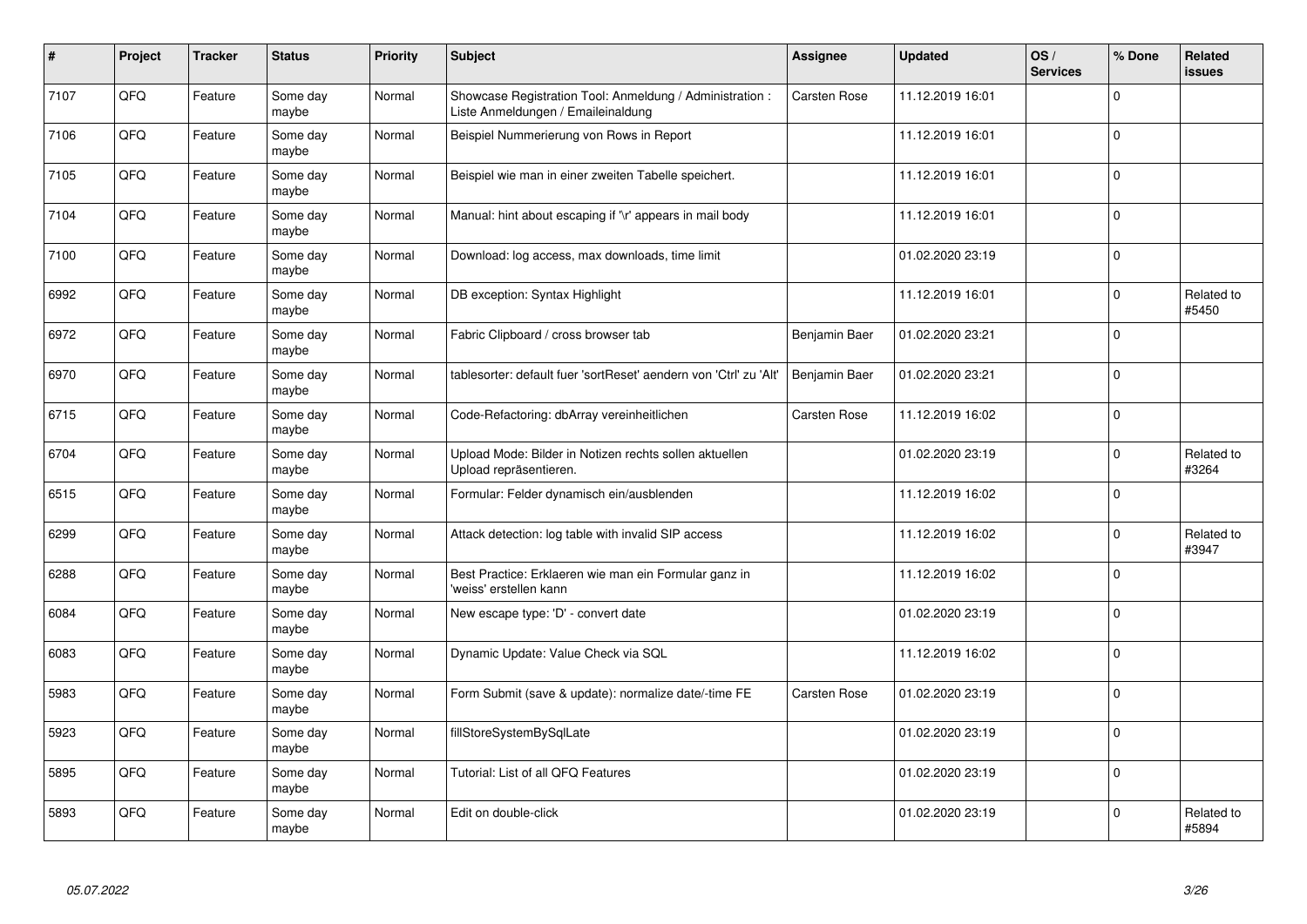| # | Project | Tracker | Status | Priority | Subject | Assignee | Updated | OS / Services | % Done | Related issues |
|---|---|---|---|---|---|---|---|---|---|---|
| 7107 | QFQ | Feature | Some day maybe | Normal | Showcase Registration Tool: Anmeldung / Administration : Liste Anmeldungen / Emaileinaldung | Carsten Rose | 11.12.2019 16:01 | | 0 | |
| 7106 | QFQ | Feature | Some day maybe | Normal | Beispiel Nummerierung von Rows in Report | | 11.12.2019 16:01 | | 0 | |
| 7105 | QFQ | Feature | Some day maybe | Normal | Beispiel wie man in einer zweiten Tabelle speichert. | | 11.12.2019 16:01 | | 0 | |
| 7104 | QFQ | Feature | Some day maybe | Normal | Manual: hint about escaping if '\r' appears in mail body | | 11.12.2019 16:01 | | 0 | |
| 7100 | QFQ | Feature | Some day maybe | Normal | Download: log access, max downloads, time limit | | 01.02.2020 23:19 | | 0 | |
| 6992 | QFQ | Feature | Some day maybe | Normal | DB exception: Syntax Highlight | | 11.12.2019 16:01 | | 0 | Related to #5450 |
| 6972 | QFQ | Feature | Some day maybe | Normal | Fabric Clipboard / cross browser tab | Benjamin Baer | 01.02.2020 23:21 | | 0 | |
| 6970 | QFQ | Feature | Some day maybe | Normal | tablesorter: default fuer 'sortReset' aendern von 'Ctrl' zu 'Alt' | Benjamin Baer | 01.02.2020 23:21 | | 0 | |
| 6715 | QFQ | Feature | Some day maybe | Normal | Code-Refactoring: dbArray vereinheitlichen | Carsten Rose | 11.12.2019 16:02 | | 0 | |
| 6704 | QFQ | Feature | Some day maybe | Normal | Upload Mode: Bilder in Notizen rechts sollen aktuellen Upload repräsentieren. | | 01.02.2020 23:19 | | 0 | Related to #3264 |
| 6515 | QFQ | Feature | Some day maybe | Normal | Formular: Felder dynamisch ein/ausblenden | | 11.12.2019 16:02 | | 0 | |
| 6299 | QFQ | Feature | Some day maybe | Normal | Attack detection: log table with invalid SIP access | | 11.12.2019 16:02 | | 0 | Related to #3947 |
| 6288 | QFQ | Feature | Some day maybe | Normal | Best Practice: Erklaeren wie man ein Formular ganz in 'weiss' erstellen kann | | 11.12.2019 16:02 | | 0 | |
| 6084 | QFQ | Feature | Some day maybe | Normal | New escape type: 'D' - convert date | | 01.02.2020 23:19 | | 0 | |
| 6083 | QFQ | Feature | Some day maybe | Normal | Dynamic Update: Value Check via SQL | | 11.12.2019 16:02 | | 0 | |
| 5983 | QFQ | Feature | Some day maybe | Normal | Form Submit (save & update): normalize date/-time FE | Carsten Rose | 01.02.2020 23:19 | | 0 | |
| 5923 | QFQ | Feature | Some day maybe | Normal | fillStoreSystemBySqlLate | | 01.02.2020 23:19 | | 0 | |
| 5895 | QFQ | Feature | Some day maybe | Normal | Tutorial: List of all QFQ Features | | 01.02.2020 23:19 | | 0 | |
| 5893 | QFQ | Feature | Some day maybe | Normal | Edit on double-click | | 01.02.2020 23:19 | | 0 | Related to #5894 |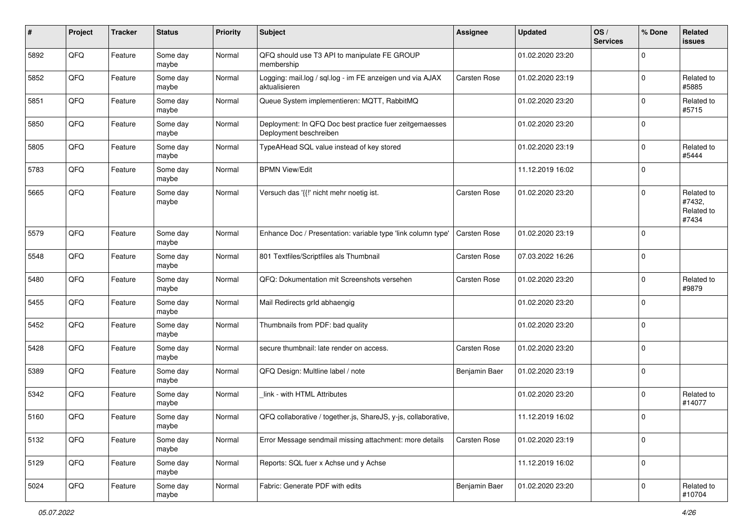| # | Project | Tracker | Status | Priority | Subject | Assignee | Updated | OS / Services | % Done | Related issues |
|---|---|---|---|---|---|---|---|---|---|---|
| 5892 | QFQ | Feature | Some day maybe | Normal | QFQ should use T3 API to manipulate FE GROUP membership | | 01.02.2020 23:20 | | 0 | |
| 5852 | QFQ | Feature | Some day maybe | Normal | Logging: mail.log / sql.log - im FE anzeigen und via AJAX aktualisieren | Carsten Rose | 01.02.2020 23:19 | | 0 | Related to #5885 |
| 5851 | QFQ | Feature | Some day maybe | Normal | Queue System implementieren: MQTT, RabbitMQ | | 01.02.2020 23:20 | | 0 | Related to #5715 |
| 5850 | QFQ | Feature | Some day maybe | Normal | Deployment: In QFQ Doc best practice fuer zeitgemaesses Deployment beschreiben | | 01.02.2020 23:20 | | 0 | |
| 5805 | QFQ | Feature | Some day maybe | Normal | TypeAHead SQL value instead of key stored | | 01.02.2020 23:19 | | 0 | Related to #5444 |
| 5783 | QFQ | Feature | Some day maybe | Normal | BPMN View/Edit | | 11.12.2019 16:02 | | 0 | |
| 5665 | QFQ | Feature | Some day maybe | Normal | Versuch das '{{!' nicht mehr noetig ist. | Carsten Rose | 01.02.2020 23:20 | | 0 | Related to #7432, Related to #7434 |
| 5579 | QFQ | Feature | Some day maybe | Normal | Enhance Doc / Presentation: variable type 'link column type' | Carsten Rose | 01.02.2020 23:19 | | 0 | |
| 5548 | QFQ | Feature | Some day maybe | Normal | 801 Textfiles/Scriptfiles als Thumbnail | Carsten Rose | 07.03.2022 16:26 | | 0 | |
| 5480 | QFQ | Feature | Some day maybe | Normal | QFQ: Dokumentation mit Screenshots versehen | Carsten Rose | 01.02.2020 23:20 | | 0 | Related to #9879 |
| 5455 | QFQ | Feature | Some day maybe | Normal | Mail Redirects grId abhaengig | | 01.02.2020 23:20 | | 0 | |
| 5452 | QFQ | Feature | Some day maybe | Normal | Thumbnails from PDF: bad quality | | 01.02.2020 23:20 | | 0 | |
| 5428 | QFQ | Feature | Some day maybe | Normal | secure thumbnail: late render on access. | Carsten Rose | 01.02.2020 23:20 | | 0 | |
| 5389 | QFQ | Feature | Some day maybe | Normal | QFQ Design: Multline label / note | Benjamin Baer | 01.02.2020 23:19 | | 0 | |
| 5342 | QFQ | Feature | Some day maybe | Normal | _link - with HTML Attributes | | 01.02.2020 23:20 | | 0 | Related to #14077 |
| 5160 | QFQ | Feature | Some day maybe | Normal | QFQ collaborative / together.js, ShareJS, y-js, collaborative, | | 11.12.2019 16:02 | | 0 | |
| 5132 | QFQ | Feature | Some day maybe | Normal | Error Message sendmail missing attachment: more details | Carsten Rose | 01.02.2020 23:19 | | 0 | |
| 5129 | QFQ | Feature | Some day maybe | Normal | Reports: SQL fuer x Achse und y Achse | | 11.12.2019 16:02 | | 0 | |
| 5024 | QFQ | Feature | Some day maybe | Normal | Fabric: Generate PDF with edits | Benjamin Baer | 01.02.2020 23:20 | | 0 | Related to #10704 |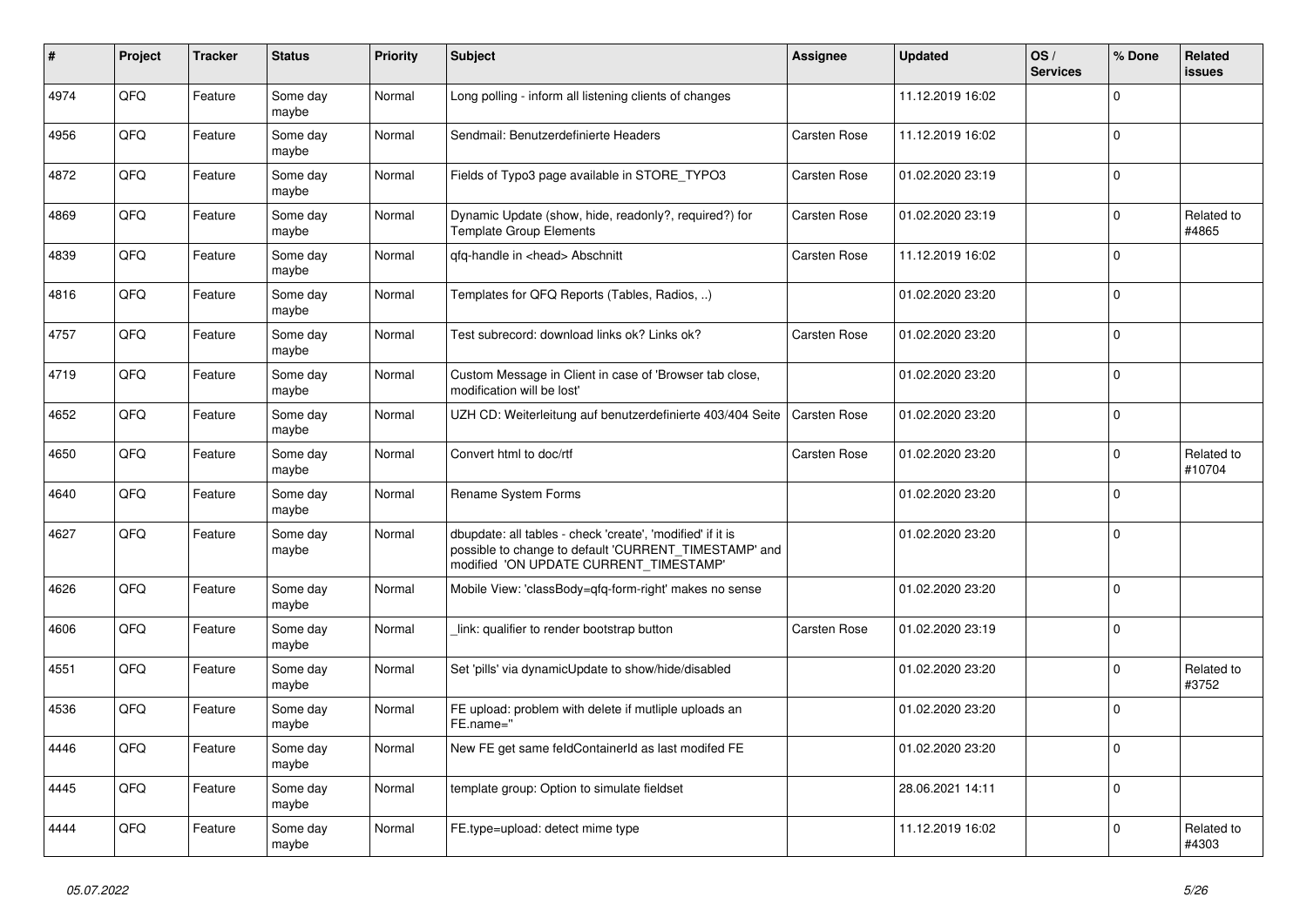| # | Project | Tracker | Status | Priority | Subject | Assignee | Updated | OS / Services | % Done | Related issues |
|---|---|---|---|---|---|---|---|---|---|---|
| 4974 | QFQ | Feature | Some day maybe | Normal | Long polling - inform all listening clients of changes | | 11.12.2019 16:02 | | 0 | |
| 4956 | QFQ | Feature | Some day maybe | Normal | Sendmail: Benutzerdefinierte Headers | Carsten Rose | 11.12.2019 16:02 | | 0 | |
| 4872 | QFQ | Feature | Some day maybe | Normal | Fields of Typo3 page available in STORE_TYPO3 | Carsten Rose | 01.02.2020 23:19 | | 0 | |
| 4869 | QFQ | Feature | Some day maybe | Normal | Dynamic Update (show, hide, readonly?, required?) for Template Group Elements | Carsten Rose | 01.02.2020 23:19 | | 0 | Related to #4865 |
| 4839 | QFQ | Feature | Some day maybe | Normal | qfq-handle in <head> Abschnitt | Carsten Rose | 11.12.2019 16:02 | | 0 | |
| 4816 | QFQ | Feature | Some day maybe | Normal | Templates for QFQ Reports (Tables, Radios, ..) | | 01.02.2020 23:20 | | 0 | |
| 4757 | QFQ | Feature | Some day maybe | Normal | Test subrecord: download links ok? Links ok? | Carsten Rose | 01.02.2020 23:20 | | 0 | |
| 4719 | QFQ | Feature | Some day maybe | Normal | Custom Message in Client in case of 'Browser tab close, modification will be lost' | | 01.02.2020 23:20 | | 0 | |
| 4652 | QFQ | Feature | Some day maybe | Normal | UZH CD: Weiterleitung auf benutzerdefinierte 403/404 Seite | Carsten Rose | 01.02.2020 23:20 | | 0 | |
| 4650 | QFQ | Feature | Some day maybe | Normal | Convert html to doc/rtf | Carsten Rose | 01.02.2020 23:20 | | 0 | Related to #10704 |
| 4640 | QFQ | Feature | Some day maybe | Normal | Rename System Forms | | 01.02.2020 23:20 | | 0 | |
| 4627 | QFQ | Feature | Some day maybe | Normal | dbupdate: all tables - check 'create', 'modified' if it is possible to change to default 'CURRENT_TIMESTAMP' and modified 'ON UPDATE CURRENT_TIMESTAMP' | | 01.02.2020 23:20 | | 0 | |
| 4626 | QFQ | Feature | Some day maybe | Normal | Mobile View: 'classBody=qfq-form-right' makes no sense | | 01.02.2020 23:20 | | 0 | |
| 4606 | QFQ | Feature | Some day maybe | Normal | _link: qualifier to render bootstrap button | Carsten Rose | 01.02.2020 23:19 | | 0 | |
| 4551 | QFQ | Feature | Some day maybe | Normal | Set 'pills' via dynamicUpdate to show/hide/disabled | | 01.02.2020 23:20 | | 0 | Related to #3752 |
| 4536 | QFQ | Feature | Some day maybe | Normal | FE upload: problem with delete if mutliple uploads an FE.name='' | | 01.02.2020 23:20 | | 0 | |
| 4446 | QFQ | Feature | Some day maybe | Normal | New FE get same feldContainerId as last modifed FE | | 01.02.2020 23:20 | | 0 | |
| 4445 | QFQ | Feature | Some day maybe | Normal | template group: Option to simulate fieldset | | 28.06.2021 14:11 | | 0 | |
| 4444 | QFQ | Feature | Some day maybe | Normal | FE.type=upload: detect mime type | | 11.12.2019 16:02 | | 0 | Related to #4303 |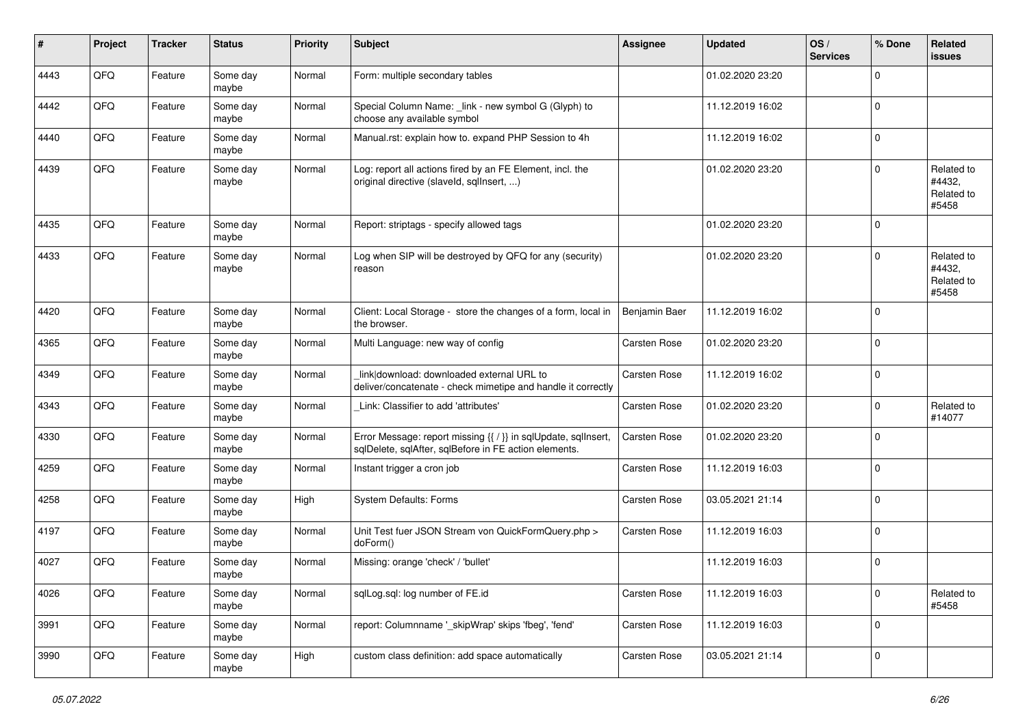| # | Project | Tracker | Status | Priority | Subject | Assignee | Updated | OS / Services | % Done | Related issues |
|---|---|---|---|---|---|---|---|---|---|---|
| 4443 | QFQ | Feature | Some day maybe | Normal | Form: multiple secondary tables | | 01.02.2020 23:20 | | 0 | |
| 4442 | QFQ | Feature | Some day maybe | Normal | Special Column Name: _link - new symbol G (Glyph) to choose any available symbol | | 11.12.2019 16:02 | | 0 | |
| 4440 | QFQ | Feature | Some day maybe | Normal | Manual.rst: explain how to. expand PHP Session to 4h | | 11.12.2019 16:02 | | 0 | |
| 4439 | QFQ | Feature | Some day maybe | Normal | Log: report all actions fired by an FE Element, incl. the original directive (slaveId, sqlInsert, ...) | | 01.02.2020 23:20 | | 0 | Related to #4432, Related to #5458 |
| 4435 | QFQ | Feature | Some day maybe | Normal | Report: striptags - specify allowed tags | | 01.02.2020 23:20 | | 0 | |
| 4433 | QFQ | Feature | Some day maybe | Normal | Log when SIP will be destroyed by QFQ for any (security) reason | | 01.02.2020 23:20 | | 0 | Related to #4432, Related to #5458 |
| 4420 | QFQ | Feature | Some day maybe | Normal | Client: Local Storage - store the changes of a form, local in the browser. | Benjamin Baer | 11.12.2019 16:02 | | 0 | |
| 4365 | QFQ | Feature | Some day maybe | Normal | Multi Language: new way of config | Carsten Rose | 01.02.2020 23:20 | | 0 | |
| 4349 | QFQ | Feature | Some day maybe | Normal | _link\|download: downloaded external URL to deliver/concatenate - check mimetipe and handle it correctly | Carsten Rose | 11.12.2019 16:02 | | 0 | |
| 4343 | QFQ | Feature | Some day maybe | Normal | _Link: Classifier to add 'attributes' | Carsten Rose | 01.02.2020 23:20 | | 0 | Related to #14077 |
| 4330 | QFQ | Feature | Some day maybe | Normal | Error Message: report missing {{ / }} in sqlUpdate, sqlInsert, sqlDelete, sqlAfter, sqlBefore in FE action elements. | Carsten Rose | 01.02.2020 23:20 | | 0 | |
| 4259 | QFQ | Feature | Some day maybe | Normal | Instant trigger a cron job | Carsten Rose | 11.12.2019 16:03 | | 0 | |
| 4258 | QFQ | Feature | Some day maybe | High | System Defaults: Forms | Carsten Rose | 03.05.2021 21:14 | | 0 | |
| 4197 | QFQ | Feature | Some day maybe | Normal | Unit Test fuer JSON Stream von QuickFormQuery.php > doForm() | Carsten Rose | 11.12.2019 16:03 | | 0 | |
| 4027 | QFQ | Feature | Some day maybe | Normal | Missing: orange 'check' / 'bullet' | | 11.12.2019 16:03 | | 0 | |
| 4026 | QFQ | Feature | Some day maybe | Normal | sqlLog.sql: log number of FE.id | Carsten Rose | 11.12.2019 16:03 | | 0 | Related to #5458 |
| 3991 | QFQ | Feature | Some day maybe | Normal | report: Columnname '_skipWrap' skips 'fbeg', 'fend' | Carsten Rose | 11.12.2019 16:03 | | 0 | |
| 3990 | QFQ | Feature | Some day maybe | High | custom class definition: add space automatically | Carsten Rose | 03.05.2021 21:14 | | 0 | |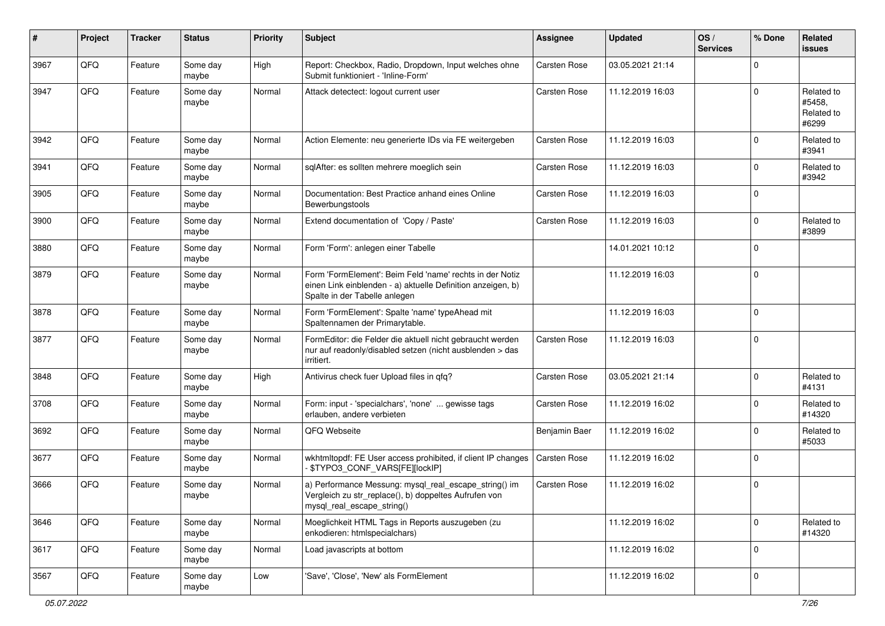| # | Project | Tracker | Status | Priority | Subject | Assignee | Updated | OS / Services | % Done | Related issues |
|---|---|---|---|---|---|---|---|---|---|---|
| 3967 | QFQ | Feature | Some day maybe | High | Report: Checkbox, Radio, Dropdown, Input welches ohne Submit funktioniert - 'Inline-Form' | Carsten Rose | 03.05.2021 21:14 | | 0 | |
| 3947 | QFQ | Feature | Some day maybe | Normal | Attack detectect: logout current user | Carsten Rose | 11.12.2019 16:03 | | 0 | Related to #5458, Related to #6299 |
| 3942 | QFQ | Feature | Some day maybe | Normal | Action Elemente: neu generierte IDs via FE weitergeben | Carsten Rose | 11.12.2019 16:03 | | 0 | Related to #3941 |
| 3941 | QFQ | Feature | Some day maybe | Normal | sqlAfter: es sollten mehrere moeglich sein | Carsten Rose | 11.12.2019 16:03 | | 0 | Related to #3942 |
| 3905 | QFQ | Feature | Some day maybe | Normal | Documentation: Best Practice anhand eines Online Bewerbungstools | Carsten Rose | 11.12.2019 16:03 | | 0 | |
| 3900 | QFQ | Feature | Some day maybe | Normal | Extend documentation of 'Copy / Paste' | Carsten Rose | 11.12.2019 16:03 | | 0 | Related to #3899 |
| 3880 | QFQ | Feature | Some day maybe | Normal | Form 'Form': anlegen einer Tabelle | | 14.01.2021 10:12 | | 0 | |
| 3879 | QFQ | Feature | Some day maybe | Normal | Form 'FormElement': Beim Feld 'name' rechts in der Notiz einen Link einblenden - a) aktuelle Definition anzeigen, b) Spalte in der Tabelle anlegen | | 11.12.2019 16:03 | | 0 | |
| 3878 | QFQ | Feature | Some day maybe | Normal | Form 'FormElement': Spalte 'name' typeAhead mit Spaltennamen der Primarytable. | | 11.12.2019 16:03 | | 0 | |
| 3877 | QFQ | Feature | Some day maybe | Normal | FormEditor: die Felder die aktuell nicht gebraucht werden nur auf readonly/disabled setzen (nicht ausblenden > das irritiert. | Carsten Rose | 11.12.2019 16:03 | | 0 | |
| 3848 | QFQ | Feature | Some day maybe | High | Antivirus check fuer Upload files in qfq? | Carsten Rose | 03.05.2021 21:14 | | 0 | Related to #4131 |
| 3708 | QFQ | Feature | Some day maybe | Normal | Form: input - 'specialchars', 'none' ... gewisse tags erlauben, andere verbieten | Carsten Rose | 11.12.2019 16:02 | | 0 | Related to #14320 |
| 3692 | QFQ | Feature | Some day maybe | Normal | QFQ Webseite | Benjamin Baer | 11.12.2019 16:02 | | 0 | Related to #5033 |
| 3677 | QFQ | Feature | Some day maybe | Normal | wkhtmltopdf: FE User access prohibited, if client IP changes - $TYPO3_CONF_VARS[FE][lockIP] | Carsten Rose | 11.12.2019 16:02 | | 0 | |
| 3666 | QFQ | Feature | Some day maybe | Normal | a) Performance Messung: mysql_real_escape_string() im Vergleich zu str_replace(), b) doppeltes Aufrufen von mysql_real_escape_string() | Carsten Rose | 11.12.2019 16:02 | | 0 | |
| 3646 | QFQ | Feature | Some day maybe | Normal | Moeglichkeit HTML Tags in Reports auszugeben (zu enkodieren: htmlspecialchars) | | 11.12.2019 16:02 | | 0 | Related to #14320 |
| 3617 | QFQ | Feature | Some day maybe | Normal | Load javascripts at bottom | | 11.12.2019 16:02 | | 0 | |
| 3567 | QFQ | Feature | Some day maybe | Low | 'Save', 'Close', 'New' als FormElement | | 11.12.2019 16:02 | | 0 | |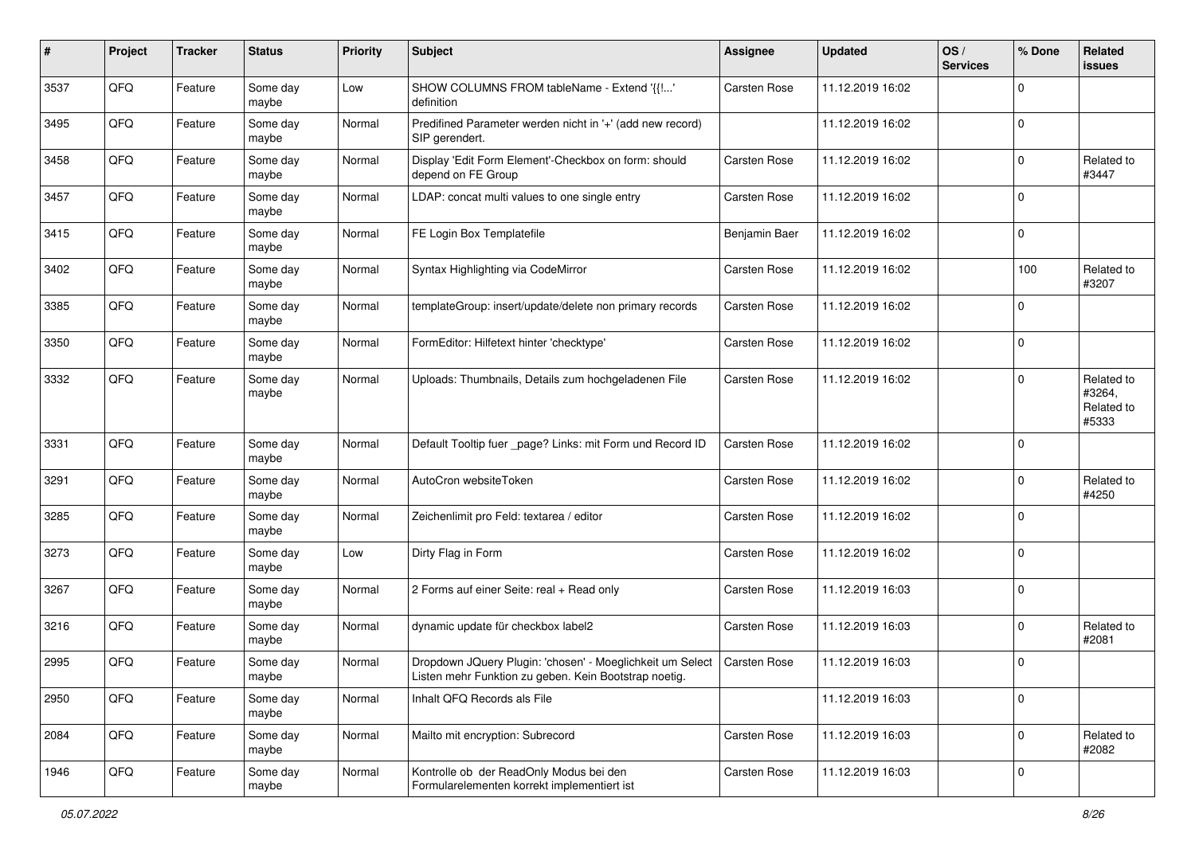| # | Project | Tracker | Status | Priority | Subject | Assignee | Updated | OS / Services | % Done | Related issues |
|---|---|---|---|---|---|---|---|---|---|---|
| 3537 | QFQ | Feature | Some day maybe | Low | SHOW COLUMNS FROM tableName - Extend '{{!...' definition | Carsten Rose | 11.12.2019 16:02 | | 0 | |
| 3495 | QFQ | Feature | Some day maybe | Normal | Predifined Parameter werden nicht in '+' (add new record) SIP gerendert. | | 11.12.2019 16:02 | | 0 | |
| 3458 | QFQ | Feature | Some day maybe | Normal | Display 'Edit Form Element'-Checkbox on form: should depend on FE Group | Carsten Rose | 11.12.2019 16:02 | | 0 | Related to #3447 |
| 3457 | QFQ | Feature | Some day maybe | Normal | LDAP: concat multi values to one single entry | Carsten Rose | 11.12.2019 16:02 | | 0 | |
| 3415 | QFQ | Feature | Some day maybe | Normal | FE Login Box Templatefile | Benjamin Baer | 11.12.2019 16:02 | | 0 | |
| 3402 | QFQ | Feature | Some day maybe | Normal | Syntax Highlighting via CodeMirror | Carsten Rose | 11.12.2019 16:02 | | 100 | Related to #3207 |
| 3385 | QFQ | Feature | Some day maybe | Normal | templateGroup: insert/update/delete non primary records | Carsten Rose | 11.12.2019 16:02 | | 0 | |
| 3350 | QFQ | Feature | Some day maybe | Normal | FormEditor: Hilfetext hinter 'checktype' | Carsten Rose | 11.12.2019 16:02 | | 0 | |
| 3332 | QFQ | Feature | Some day maybe | Normal | Uploads: Thumbnails, Details zum hochgeladenen File | Carsten Rose | 11.12.2019 16:02 | | 0 | Related to #3264, Related to #5333 |
| 3331 | QFQ | Feature | Some day maybe | Normal | Default Tooltip fuer _page? Links: mit Form und Record ID | Carsten Rose | 11.12.2019 16:02 | | 0 | |
| 3291 | QFQ | Feature | Some day maybe | Normal | AutoCron websiteToken | Carsten Rose | 11.12.2019 16:02 | | 0 | Related to #4250 |
| 3285 | QFQ | Feature | Some day maybe | Normal | Zeichenlimit pro Feld: textarea / editor | Carsten Rose | 11.12.2019 16:02 | | 0 | |
| 3273 | QFQ | Feature | Some day maybe | Low | Dirty Flag in Form | Carsten Rose | 11.12.2019 16:02 | | 0 | |
| 3267 | QFQ | Feature | Some day maybe | Normal | 2 Forms auf einer Seite: real + Read only | Carsten Rose | 11.12.2019 16:03 | | 0 | |
| 3216 | QFQ | Feature | Some day maybe | Normal | dynamic update für checkbox label2 | Carsten Rose | 11.12.2019 16:03 | | 0 | Related to #2081 |
| 2995 | QFQ | Feature | Some day maybe | Normal | Dropdown JQuery Plugin: 'chosen' - Moeglichkeit um Select Listen mehr Funktion zu geben. Kein Bootstrap noetig. | Carsten Rose | 11.12.2019 16:03 | | 0 | |
| 2950 | QFQ | Feature | Some day maybe | Normal | Inhalt QFQ Records als File | | 11.12.2019 16:03 | | 0 | |
| 2084 | QFQ | Feature | Some day maybe | Normal | Mailto mit encryption: Subrecord | Carsten Rose | 11.12.2019 16:03 | | 0 | Related to #2082 |
| 1946 | QFQ | Feature | Some day maybe | Normal | Kontrolle ob der ReadOnly Modus bei den Formularelementen korrekt implementiert ist | Carsten Rose | 11.12.2019 16:03 | | 0 | |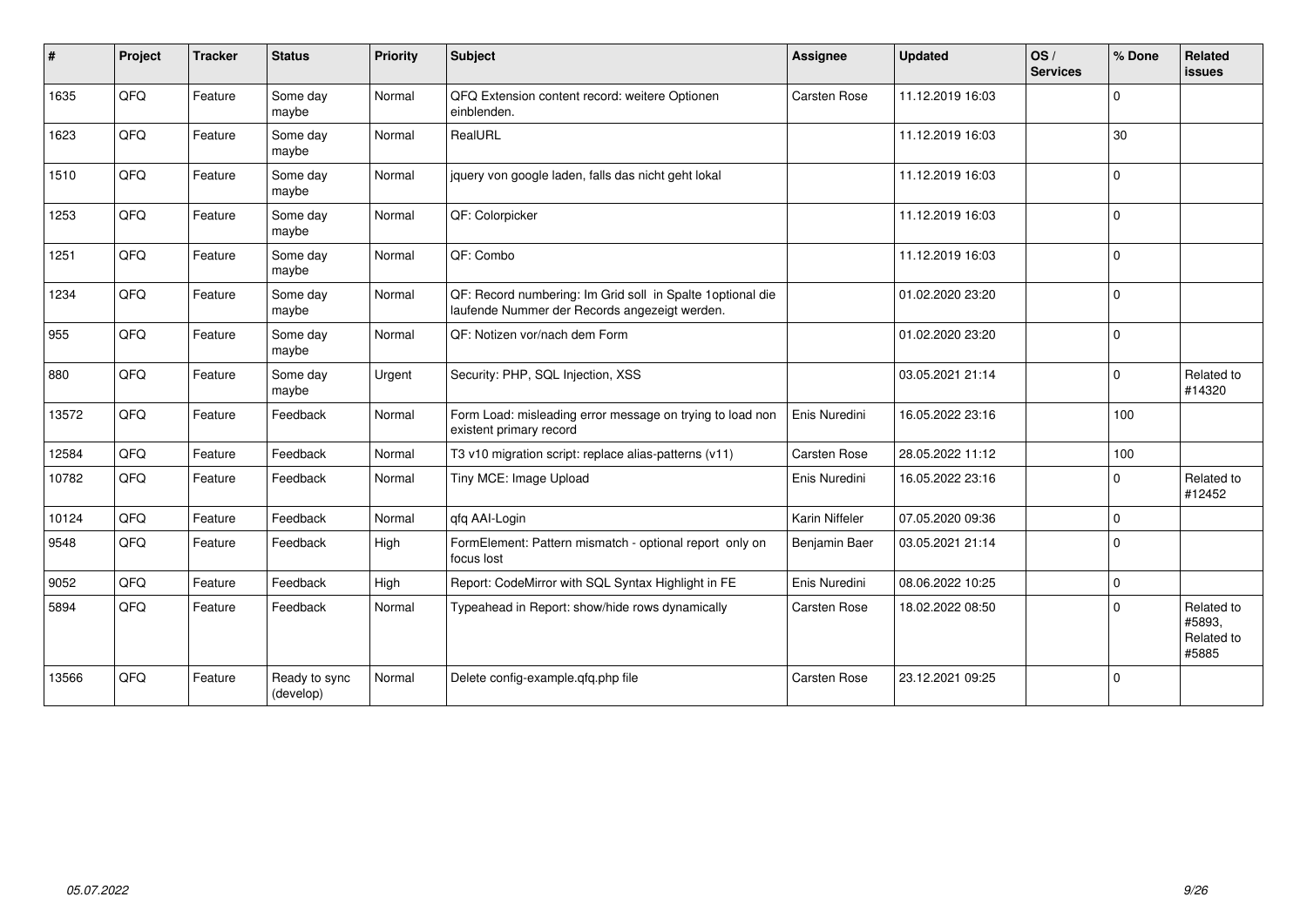| # | Project | Tracker | Status | Priority | Subject | Assignee | Updated | OS / Services | % Done | Related issues |
|---|---|---|---|---|---|---|---|---|---|---|
| 1635 | QFQ | Feature | Some day maybe | Normal | QFQ Extension content record: weitere Optionen einblenden. | Carsten Rose | 11.12.2019 16:03 | | 0 | |
| 1623 | QFQ | Feature | Some day maybe | Normal | RealURL | | 11.12.2019 16:03 | | 30 | |
| 1510 | QFQ | Feature | Some day maybe | Normal | jquery von google laden, falls das nicht geht lokal | | 11.12.2019 16:03 | | 0 | |
| 1253 | QFQ | Feature | Some day maybe | Normal | QF: Colorpicker | | 11.12.2019 16:03 | | 0 | |
| 1251 | QFQ | Feature | Some day maybe | Normal | QF: Combo | | 11.12.2019 16:03 | | 0 | |
| 1234 | QFQ | Feature | Some day maybe | Normal | QF: Record numbering: Im Grid soll in Spalte 1optional die laufende Nummer der Records angezeigt werden. | | 01.02.2020 23:20 | | 0 | |
| 955 | QFQ | Feature | Some day maybe | Normal | QF: Notizen vor/nach dem Form | | 01.02.2020 23:20 | | 0 | |
| 880 | QFQ | Feature | Some day maybe | Urgent | Security: PHP, SQL Injection, XSS | | 03.05.2021 21:14 | | 0 | Related to #14320 |
| 13572 | QFQ | Feature | Feedback | Normal | Form Load: misleading error message on trying to load non existent primary record | Enis Nuredini | 16.05.2022 23:16 | | 100 | |
| 12584 | QFQ | Feature | Feedback | Normal | T3 v10 migration script: replace alias-patterns (v11) | Carsten Rose | 28.05.2022 11:12 | | 100 | |
| 10782 | QFQ | Feature | Feedback | Normal | Tiny MCE: Image Upload | Enis Nuredini | 16.05.2022 23:16 | | 0 | Related to #12452 |
| 10124 | QFQ | Feature | Feedback | Normal | qfq AAI-Login | Karin Niffeler | 07.05.2020 09:36 | | 0 | |
| 9548 | QFQ | Feature | Feedback | High | FormElement: Pattern mismatch - optional report only on focus lost | Benjamin Baer | 03.05.2021 21:14 | | 0 | |
| 9052 | QFQ | Feature | Feedback | High | Report: CodeMirror with SQL Syntax Highlight in FE | Enis Nuredini | 08.06.2022 10:25 | | 0 | |
| 5894 | QFQ | Feature | Feedback | Normal | Typeahead in Report: show/hide rows dynamically | Carsten Rose | 18.02.2022 08:50 | | 0 | Related to #5893, Related to #5885 |
| 13566 | QFQ | Feature | Ready to sync (develop) | Normal | Delete config-example.qfq.php file | Carsten Rose | 23.12.2021 09:25 | | 0 | |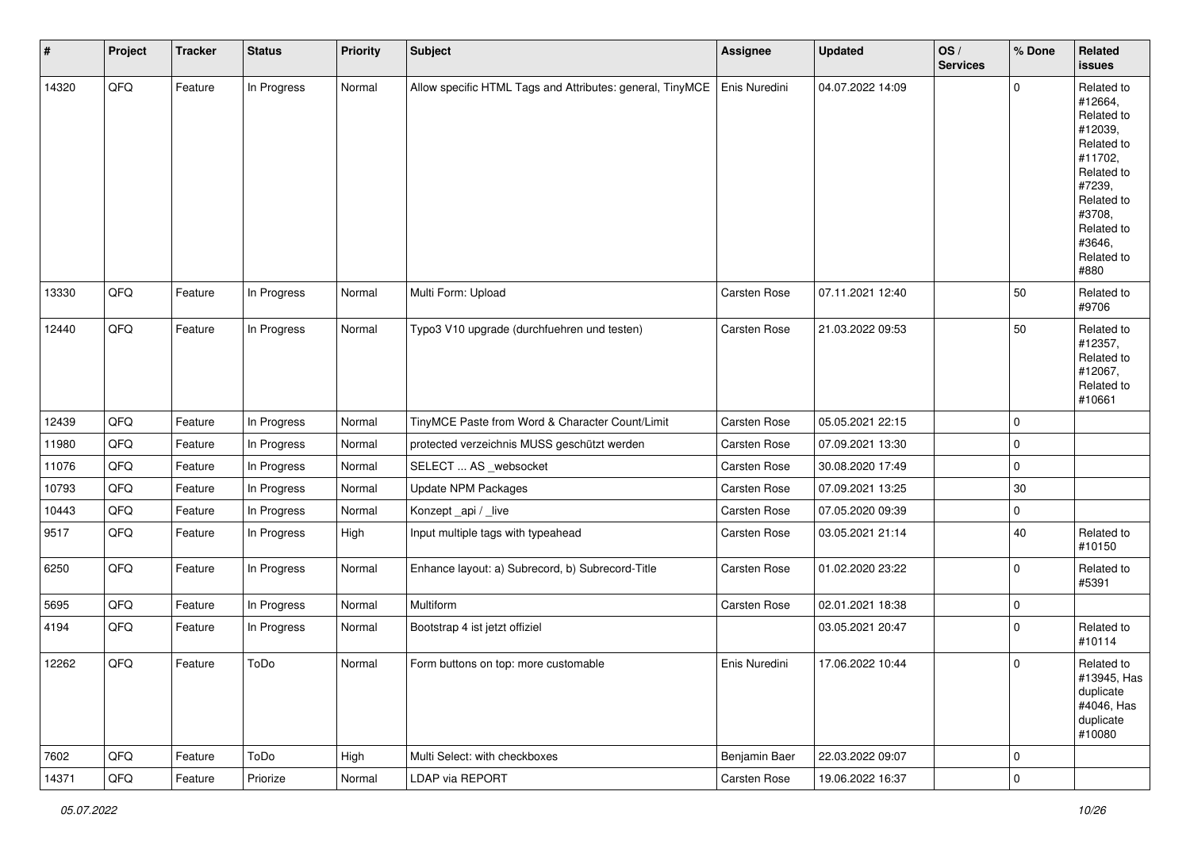| # | Project | Tracker | Status | Priority | Subject | Assignee | Updated | OS / Services | % Done | Related issues |
|---|---|---|---|---|---|---|---|---|---|---|
| 14320 | QFQ | Feature | In Progress | Normal | Allow specific HTML Tags and Attributes: general, TinyMCE | Enis Nuredini | 04.07.2022 14:09 | | 0 | Related to #12664, Related to #12039, Related to #11702, Related to #7239, Related to #3708, Related to #3646, Related to #880 |
| 13330 | QFQ | Feature | In Progress | Normal | Multi Form: Upload | Carsten Rose | 07.11.2021 12:40 | | 50 | Related to #9706 |
| 12440 | QFQ | Feature | In Progress | Normal | Typo3 V10 upgrade (durchfuehren und testen) | Carsten Rose | 21.03.2022 09:53 | | 50 | Related to #12357, Related to #12067, Related to #10661 |
| 12439 | QFQ | Feature | In Progress | Normal | TinyMCE Paste from Word & Character Count/Limit | Carsten Rose | 05.05.2021 22:15 | | 0 | |
| 11980 | QFQ | Feature | In Progress | Normal | protected verzeichnis MUSS geschützt werden | Carsten Rose | 07.09.2021 13:30 | | 0 | |
| 11076 | QFQ | Feature | In Progress | Normal | SELECT ... AS _websocket | Carsten Rose | 30.08.2020 17:49 | | 0 | |
| 10793 | QFQ | Feature | In Progress | Normal | Update NPM Packages | Carsten Rose | 07.09.2021 13:25 | | 30 | |
| 10443 | QFQ | Feature | In Progress | Normal | Konzept _api / _live | Carsten Rose | 07.05.2020 09:39 | | 0 | |
| 9517 | QFQ | Feature | In Progress | High | Input multiple tags with typeahead | Carsten Rose | 03.05.2021 21:14 | | 40 | Related to #10150 |
| 6250 | QFQ | Feature | In Progress | Normal | Enhance layout: a) Subrecord, b) Subrecord-Title | Carsten Rose | 01.02.2020 23:22 | | 0 | Related to #5391 |
| 5695 | QFQ | Feature | In Progress | Normal | Multiform | Carsten Rose | 02.01.2021 18:38 | | 0 | |
| 4194 | QFQ | Feature | In Progress | Normal | Bootstrap 4 ist jetzt offiziel | | 03.05.2021 20:47 | | 0 | Related to #10114 |
| 12262 | QFQ | Feature | ToDo | Normal | Form buttons on top: more customable | Enis Nuredini | 17.06.2022 10:44 | | 0 | Related to #13945, Has duplicate #4046, Has duplicate #10080 |
| 7602 | QFQ | Feature | ToDo | High | Multi Select: with checkboxes | Benjamin Baer | 22.03.2022 09:07 | | 0 | |
| 14371 | QFQ | Feature | Priorize | Normal | LDAP via REPORT | Carsten Rose | 19.06.2022 16:37 | | 0 | |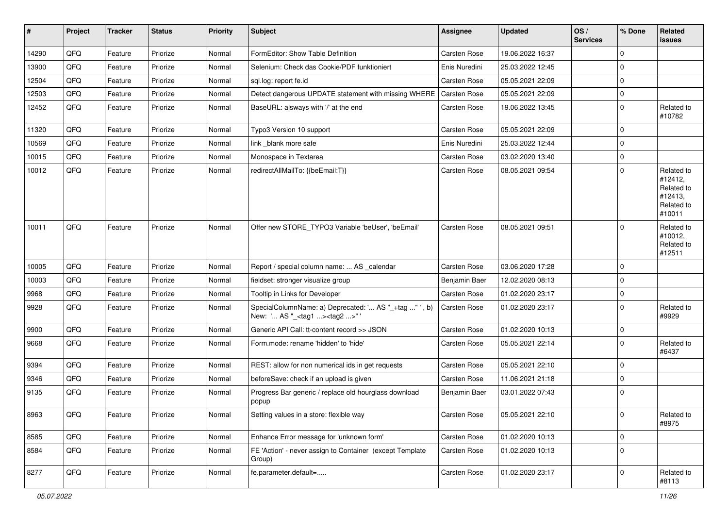| # | Project | Tracker | Status | Priority | Subject | Assignee | Updated | OS / Services | % Done | Related issues |
|---|---|---|---|---|---|---|---|---|---|---|
| 14290 | QFQ | Feature | Priorize | Normal | FormEditor: Show Table Definition | Carsten Rose | 19.06.2022 16:37 | | 0 | |
| 13900 | QFQ | Feature | Priorize | Normal | Selenium: Check das Cookie/PDF funktioniert | Enis Nuredini | 25.03.2022 12:45 | | 0 | |
| 12504 | QFQ | Feature | Priorize | Normal | sql.log: report fe.id | Carsten Rose | 05.05.2021 22:09 | | 0 | |
| 12503 | QFQ | Feature | Priorize | Normal | Detect dangerous UPDATE statement with missing WHERE | Carsten Rose | 05.05.2021 22:09 | | 0 | |
| 12452 | QFQ | Feature | Priorize | Normal | BaseURL: alsways with '/' at the end | Carsten Rose | 19.06.2022 13:45 | | 0 | Related to #10782 |
| 11320 | QFQ | Feature | Priorize | Normal | Typo3 Version 10 support | Carsten Rose | 05.05.2021 22:09 | | 0 | |
| 10569 | QFQ | Feature | Priorize | Normal | link _blank more safe | Enis Nuredini | 25.03.2022 12:44 | | 0 | |
| 10015 | QFQ | Feature | Priorize | Normal | Monospace in Textarea | Carsten Rose | 03.02.2020 13:40 | | 0 | |
| 10012 | QFQ | Feature | Priorize | Normal | redirectAllMailTo: {{beEmail:T}} | Carsten Rose | 08.05.2021 09:54 | | 0 | Related to #12412, Related to #12413, Related to #10011 |
| 10011 | QFQ | Feature | Priorize | Normal | Offer new STORE_TYPO3 Variable 'beUser', 'beEmail' | Carsten Rose | 08.05.2021 09:51 | | 0 | Related to #10012, Related to #12511 |
| 10005 | QFQ | Feature | Priorize | Normal | Report / special column name: ... AS _calendar | Carsten Rose | 03.06.2020 17:28 | | 0 | |
| 10003 | QFQ | Feature | Priorize | Normal | fieldset: stronger visualize group | Benjamin Baer | 12.02.2020 08:13 | | 0 | |
| 9968 | QFQ | Feature | Priorize | Normal | Tooltip in Links for Developer | Carsten Rose | 01.02.2020 23:17 | | 0 | |
| 9928 | QFQ | Feature | Priorize | Normal | SpecialColumnName: a) Deprecated: '... AS "_+tag ..." ', b) New: '... AS "_<tag1 ...><tag2 ...>" ' | Carsten Rose | 01.02.2020 23:17 | | 0 | Related to #9929 |
| 9900 | QFQ | Feature | Priorize | Normal | Generic API Call: tt-content record >> JSON | Carsten Rose | 01.02.2020 10:13 | | 0 | |
| 9668 | QFQ | Feature | Priorize | Normal | Form.mode: rename 'hidden' to 'hide' | Carsten Rose | 05.05.2021 22:14 | | 0 | Related to #6437 |
| 9394 | QFQ | Feature | Priorize | Normal | REST: allow for non numerical ids in get requests | Carsten Rose | 05.05.2021 22:10 | | 0 | |
| 9346 | QFQ | Feature | Priorize | Normal | beforeSave: check if an upload is given | Carsten Rose | 11.06.2021 21:18 | | 0 | |
| 9135 | QFQ | Feature | Priorize | Normal | Progress Bar generic / replace old hourglass download popup | Benjamin Baer | 03.01.2022 07:43 | | 0 | |
| 8963 | QFQ | Feature | Priorize | Normal | Setting values in a store: flexible way | Carsten Rose | 05.05.2021 22:10 | | 0 | Related to #8975 |
| 8585 | QFQ | Feature | Priorize | Normal | Enhance Error message for 'unknown form' | Carsten Rose | 01.02.2020 10:13 | | 0 | |
| 8584 | QFQ | Feature | Priorize | Normal | FE 'Action' - never assign to Container (except Template Group) | Carsten Rose | 01.02.2020 10:13 | | 0 | |
| 8277 | QFQ | Feature | Priorize | Normal | fe.parameter.default=..... | Carsten Rose | 01.02.2020 23:17 | | 0 | Related to #8113 |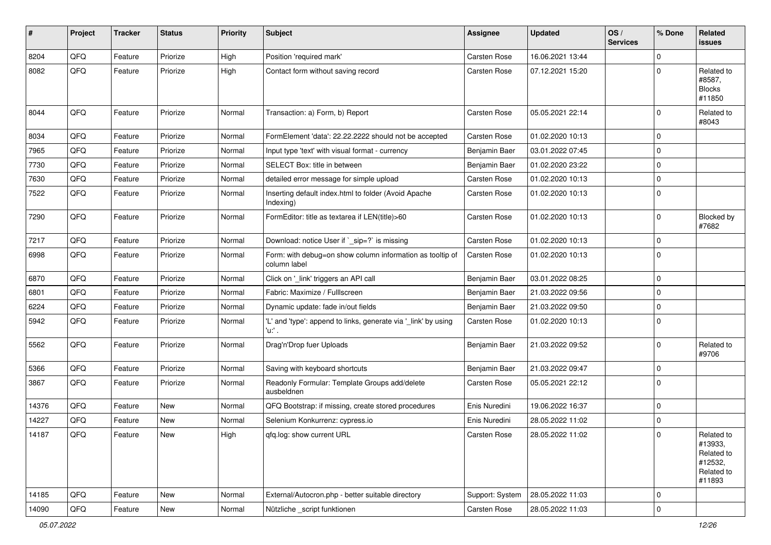| # | Project | Tracker | Status | Priority | Subject | Assignee | Updated | OS / Services | % Done | Related issues |
|---|---|---|---|---|---|---|---|---|---|---|
| 8204 | QFQ | Feature | Priorize | High | Position 'required mark' | Carsten Rose | 16.06.2021 13:44 | | 0 | |
| 8082 | QFQ | Feature | Priorize | High | Contact form without saving record | Carsten Rose | 07.12.2021 15:20 | | 0 | Related to #8587, Blocks #11850 |
| 8044 | QFQ | Feature | Priorize | Normal | Transaction: a) Form, b) Report | Carsten Rose | 05.05.2021 22:14 | | 0 | Related to #8043 |
| 8034 | QFQ | Feature | Priorize | Normal | FormElement 'data': 22.22.2222 should not be accepted | Carsten Rose | 01.02.2020 10:13 | | 0 | |
| 7965 | QFQ | Feature | Priorize | Normal | Input type 'text' with visual format - currency | Benjamin Baer | 03.01.2022 07:45 | | 0 | |
| 7730 | QFQ | Feature | Priorize | Normal | SELECT Box: title in between | Benjamin Baer | 01.02.2020 23:22 | | 0 | |
| 7630 | QFQ | Feature | Priorize | Normal | detailed error message for simple upload | Carsten Rose | 01.02.2020 10:13 | | 0 | |
| 7522 | QFQ | Feature | Priorize | Normal | Inserting default index.html to folder (Avoid Apache Indexing) | Carsten Rose | 01.02.2020 10:13 | | 0 | |
| 7290 | QFQ | Feature | Priorize | Normal | FormEditor: title as textarea if LEN(title)>60 | Carsten Rose | 01.02.2020 10:13 | | 0 | Blocked by #7682 |
| 7217 | QFQ | Feature | Priorize | Normal | Download: notice User if `_sip=?` is missing | Carsten Rose | 01.02.2020 10:13 | | 0 | |
| 6998 | QFQ | Feature | Priorize | Normal | Form: with debug=on show column information as tooltip of column label | Carsten Rose | 01.02.2020 10:13 | | 0 | |
| 6870 | QFQ | Feature | Priorize | Normal | Click on '_link' triggers an API call | Benjamin Baer | 03.01.2022 08:25 | | 0 | |
| 6801 | QFQ | Feature | Priorize | Normal | Fabric: Maximize / Fulllscreen | Benjamin Baer | 21.03.2022 09:56 | | 0 | |
| 6224 | QFQ | Feature | Priorize | Normal | Dynamic update: fade in/out fields | Benjamin Baer | 21.03.2022 09:50 | | 0 | |
| 5942 | QFQ | Feature | Priorize | Normal | 'L' and 'type': append to links, generate via '_link' by using 'u:' . | Carsten Rose | 01.02.2020 10:13 | | 0 | |
| 5562 | QFQ | Feature | Priorize | Normal | Drag'n'Drop fuer Uploads | Benjamin Baer | 21.03.2022 09:52 | | 0 | Related to #9706 |
| 5366 | QFQ | Feature | Priorize | Normal | Saving with keyboard shortcuts | Benjamin Baer | 21.03.2022 09:47 | | 0 | |
| 3867 | QFQ | Feature | Priorize | Normal | Readonly Formular: Template Groups add/delete ausbeldnen | Carsten Rose | 05.05.2021 22:12 | | 0 | |
| 14376 | QFQ | Feature | New | Normal | QFQ Bootstrap: if missing, create stored procedures | Enis Nuredini | 19.06.2022 16:37 | | 0 | |
| 14227 | QFQ | Feature | New | Normal | Selenium Konkurrenz: cypress.io | Enis Nuredini | 28.05.2022 11:02 | | 0 | |
| 14187 | QFQ | Feature | New | High | qfq.log: show current URL | Carsten Rose | 28.05.2022 11:02 | | 0 | Related to #13933, Related to #12532, Related to #11893 |
| 14185 | QFQ | Feature | New | Normal | External/Autocron.php - better suitable directory | Support: System | 28.05.2022 11:03 | | 0 | |
| 14090 | QFQ | Feature | New | Normal | Nützliche _script funktionen | Carsten Rose | 28.05.2022 11:03 | | 0 | |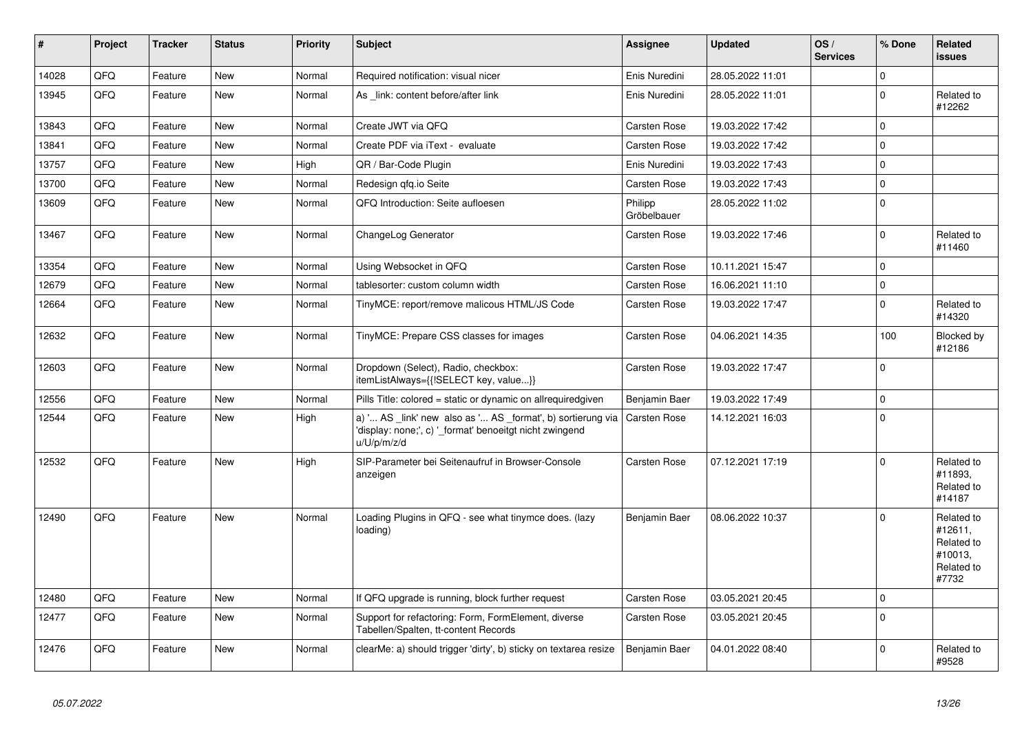| # | Project | Tracker | Status | Priority | Subject | Assignee | Updated | OS / Services | % Done | Related issues |
|---|---|---|---|---|---|---|---|---|---|---|
| 14028 | QFQ | Feature | New | Normal | Required notification: visual nicer | Enis Nuredini | 28.05.2022 11:01 | | 0 | |
| 13945 | QFQ | Feature | New | Normal | As _link: content before/after link | Enis Nuredini | 28.05.2022 11:01 | | 0 | Related to #12262 |
| 13843 | QFQ | Feature | New | Normal | Create JWT via QFQ | Carsten Rose | 19.03.2022 17:42 | | 0 | |
| 13841 | QFQ | Feature | New | Normal | Create PDF via iText - evaluate | Carsten Rose | 19.03.2022 17:42 | | 0 | |
| 13757 | QFQ | Feature | New | High | QR / Bar-Code Plugin | Enis Nuredini | 19.03.2022 17:43 | | 0 | |
| 13700 | QFQ | Feature | New | Normal | Redesign qfq.io Seite | Carsten Rose | 19.03.2022 17:43 | | 0 | |
| 13609 | QFQ | Feature | New | Normal | QFQ Introduction: Seite aufloesen | Philipp Gröbelbauer | 28.05.2022 11:02 | | 0 | |
| 13467 | QFQ | Feature | New | Normal | ChangeLog Generator | Carsten Rose | 19.03.2022 17:46 | | 0 | Related to #11460 |
| 13354 | QFQ | Feature | New | Normal | Using Websocket in QFQ | Carsten Rose | 10.11.2021 15:47 | | 0 | |
| 12679 | QFQ | Feature | New | Normal | tablesorter: custom column width | Carsten Rose | 16.06.2021 11:10 | | 0 | |
| 12664 | QFQ | Feature | New | Normal | TinyMCE: report/remove malicous HTML/JS Code | Carsten Rose | 19.03.2022 17:47 | | 0 | Related to #14320 |
| 12632 | QFQ | Feature | New | Normal | TinyMCE: Prepare CSS classes for images | Carsten Rose | 04.06.2021 14:35 | | 100 | Blocked by #12186 |
| 12603 | QFQ | Feature | New | Normal | Dropdown (Select), Radio, checkbox: itemListAlways={{!SELECT key, value...}} | Carsten Rose | 19.03.2022 17:47 | | 0 | |
| 12556 | QFQ | Feature | New | Normal | Pills Title: colored = static or dynamic on allrequiredgiven | Benjamin Baer | 19.03.2022 17:49 | | 0 | |
| 12544 | QFQ | Feature | New | High | a) '... AS _link' new also as '... AS _format', b) sortierung via 'display: none;', c) '_format' benoeitgt nicht zwingend u/U/p/m/z/d | Carsten Rose | 14.12.2021 16:03 | | 0 | |
| 12532 | QFQ | Feature | New | High | SIP-Parameter bei Seitenaufruf in Browser-Console anzeigen | Carsten Rose | 07.12.2021 17:19 | | 0 | Related to #11893, Related to #14187 |
| 12490 | QFQ | Feature | New | Normal | Loading Plugins in QFQ - see what tinymce does. (lazy loading) | Benjamin Baer | 08.06.2022 10:37 | | 0 | Related to #12611, Related to #10013, Related to #7732 |
| 12480 | QFQ | Feature | New | Normal | If QFQ upgrade is running, block further request | Carsten Rose | 03.05.2021 20:45 | | 0 | |
| 12477 | QFQ | Feature | New | Normal | Support for refactoring: Form, FormElement, diverse Tabellen/Spalten, tt-content Records | Carsten Rose | 03.05.2021 20:45 | | 0 | |
| 12476 | QFQ | Feature | New | Normal | clearMe: a) should trigger 'dirty', b) sticky on textarea resize | Benjamin Baer | 04.01.2022 08:40 | | 0 | Related to #9528 |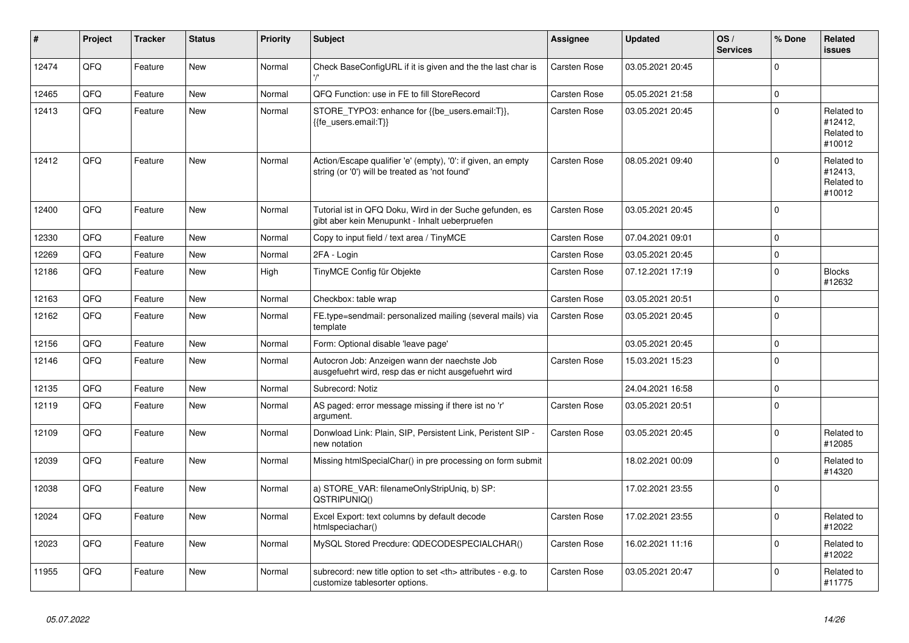| # | Project | Tracker | Status | Priority | Subject | Assignee | Updated | OS / Services | % Done | Related issues |
|---|---|---|---|---|---|---|---|---|---|---|
| 12474 | QFQ | Feature | New | Normal | Check BaseConfigURL if it is given and the the last char is '/' | Carsten Rose | 03.05.2021 20:45 | | 0 | |
| 12465 | QFQ | Feature | New | Normal | QFQ Function: use in FE to fill StoreRecord | Carsten Rose | 05.05.2021 21:58 | | 0 | |
| 12413 | QFQ | Feature | New | Normal | STORE_TYPO3: enhance for {{be_users.email:T}}, {{fe_users.email:T}} | Carsten Rose | 03.05.2021 20:45 | | 0 | Related to #12412, Related to #10012 |
| 12412 | QFQ | Feature | New | Normal | Action/Escape qualifier 'e' (empty), '0': if given, an empty string (or '0') will be treated as 'not found' | Carsten Rose | 08.05.2021 09:40 | | 0 | Related to #12413, Related to #10012 |
| 12400 | QFQ | Feature | New | Normal | Tutorial ist in QFQ Doku, Wird in der Suche gefunden, es gibt aber kein Menupunkt - Inhalt ueberpruefen | Carsten Rose | 03.05.2021 20:45 | | 0 | |
| 12330 | QFQ | Feature | New | Normal | Copy to input field / text area / TinyMCE | Carsten Rose | 07.04.2021 09:01 | | 0 | |
| 12269 | QFQ | Feature | New | Normal | 2FA - Login | Carsten Rose | 03.05.2021 20:45 | | 0 | |
| 12186 | QFQ | Feature | New | High | TinyMCE Config für Objekte | Carsten Rose | 07.12.2021 17:19 | | 0 | Blocks #12632 |
| 12163 | QFQ | Feature | New | Normal | Checkbox: table wrap | Carsten Rose | 03.05.2021 20:51 | | 0 | |
| 12162 | QFQ | Feature | New | Normal | FE.type=sendmail: personalized mailing (several mails) via template | Carsten Rose | 03.05.2021 20:45 | | 0 | |
| 12156 | QFQ | Feature | New | Normal | Form: Optional disable 'leave page' | | 03.05.2021 20:45 | | 0 | |
| 12146 | QFQ | Feature | New | Normal | Autocron Job: Anzeigen wann der naechste Job ausgefuehrt wird, resp das er nicht ausgefuehrt wird | Carsten Rose | 15.03.2021 15:23 | | 0 | |
| 12135 | QFQ | Feature | New | Normal | Subrecord: Notiz | | 24.04.2021 16:58 | | 0 | |
| 12119 | QFQ | Feature | New | Normal | AS paged: error message missing if there ist no 'r' argument. | Carsten Rose | 03.05.2021 20:51 | | 0 | |
| 12109 | QFQ | Feature | New | Normal | Donwload Link: Plain, SIP, Persistent Link, Peristent SIP - new notation | Carsten Rose | 03.05.2021 20:45 | | 0 | Related to #12085 |
| 12039 | QFQ | Feature | New | Normal | Missing htmlSpecialChar() in pre processing on form submit | | 18.02.2021 00:09 | | 0 | Related to #14320 |
| 12038 | QFQ | Feature | New | Normal | a) STORE_VAR: filenameOnlyStripUniq, b) SP: QSTRIPUNIQ() | | 17.02.2021 23:55 | | 0 | |
| 12024 | QFQ | Feature | New | Normal | Excel Export: text columns by default decode htmlspeciachar() | Carsten Rose | 17.02.2021 23:55 | | 0 | Related to #12022 |
| 12023 | QFQ | Feature | New | Normal | MySQL Stored Precdure: QDECODESPECIALCHAR() | Carsten Rose | 16.02.2021 11:16 | | 0 | Related to #12022 |
| 11955 | QFQ | Feature | New | Normal | subrecord: new title option to set <th> attributes - e.g. to customize tablesorter options. | Carsten Rose | 03.05.2021 20:47 | | 0 | Related to #11775 |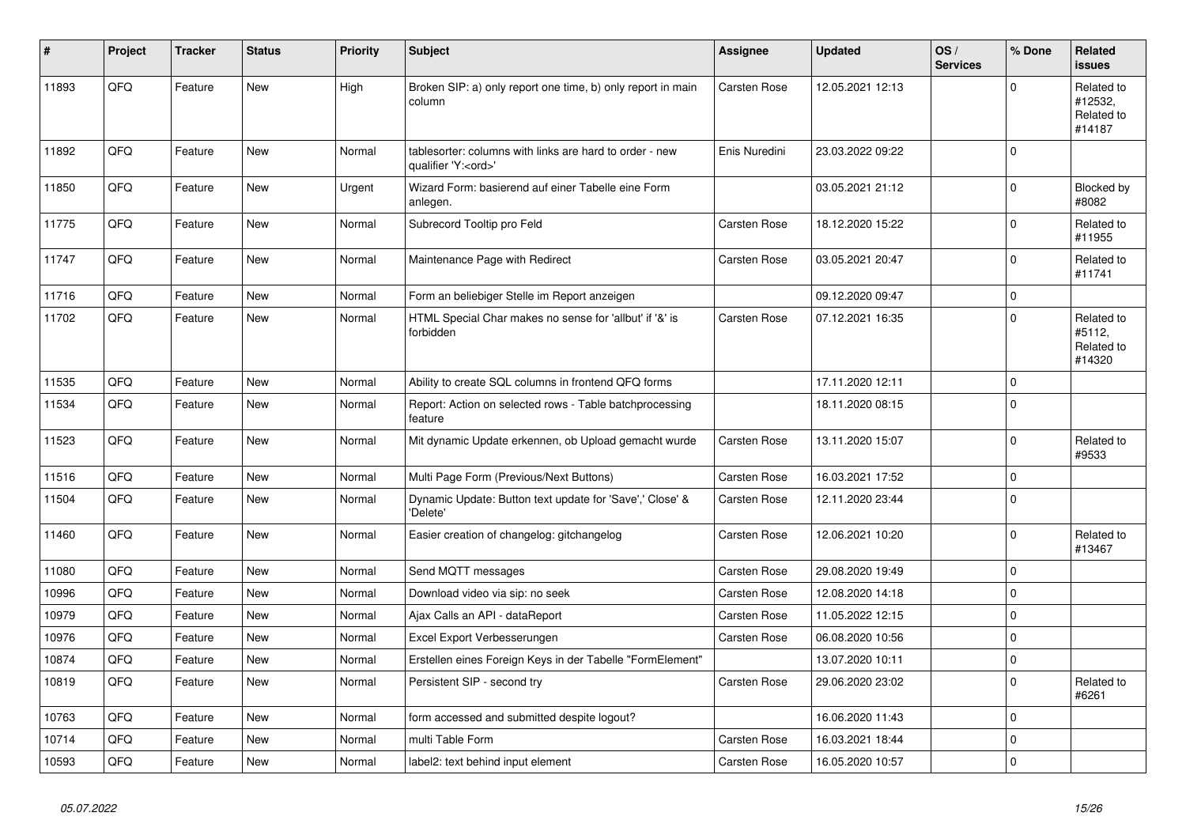| # | Project | Tracker | Status | Priority | Subject | Assignee | Updated | OS / Services | % Done | Related issues |
|---|---|---|---|---|---|---|---|---|---|---|
| 11893 | QFQ | Feature | New | High | Broken SIP: a) only report one time, b) only report in main column | Carsten Rose | 12.05.2021 12:13 | | 0 | Related to #12532, Related to #14187 |
| 11892 | QFQ | Feature | New | Normal | tablesorter: columns with links are hard to order - new qualifier 'Y:<ord>' | Enis Nuredini | 23.03.2022 09:22 | | 0 | |
| 11850 | QFQ | Feature | New | Urgent | Wizard Form: basierend auf einer Tabelle eine Form anlegen. | | 03.05.2021 21:12 | | 0 | Blocked by #8082 |
| 11775 | QFQ | Feature | New | Normal | Subrecord Tooltip pro Feld | Carsten Rose | 18.12.2020 15:22 | | 0 | Related to #11955 |
| 11747 | QFQ | Feature | New | Normal | Maintenance Page with Redirect | Carsten Rose | 03.05.2021 20:47 | | 0 | Related to #11741 |
| 11716 | QFQ | Feature | New | Normal | Form an beliebiger Stelle im Report anzeigen | | 09.12.2020 09:47 | | 0 | |
| 11702 | QFQ | Feature | New | Normal | HTML Special Char makes no sense for 'allbut' if '&' is forbidden | Carsten Rose | 07.12.2021 16:35 | | 0 | Related to #5112, Related to #14320 |
| 11535 | QFQ | Feature | New | Normal | Ability to create SQL columns in frontend QFQ forms | | 17.11.2020 12:11 | | 0 | |
| 11534 | QFQ | Feature | New | Normal | Report: Action on selected rows - Table batchprocessing feature | | 18.11.2020 08:15 | | 0 | |
| 11523 | QFQ | Feature | New | Normal | Mit dynamic Update erkennen, ob Upload gemacht wurde | Carsten Rose | 13.11.2020 15:07 | | 0 | Related to #9533 |
| 11516 | QFQ | Feature | New | Normal | Multi Page Form (Previous/Next Buttons) | Carsten Rose | 16.03.2021 17:52 | | 0 | |
| 11504 | QFQ | Feature | New | Normal | Dynamic Update: Button text update for 'Save',' Close' & 'Delete' | Carsten Rose | 12.11.2020 23:44 | | 0 | |
| 11460 | QFQ | Feature | New | Normal | Easier creation of changelog: gitchangelog | Carsten Rose | 12.06.2021 10:20 | | 0 | Related to #13467 |
| 11080 | QFQ | Feature | New | Normal | Send MQTT messages | Carsten Rose | 29.08.2020 19:49 | | 0 | |
| 10996 | QFQ | Feature | New | Normal | Download video via sip: no seek | Carsten Rose | 12.08.2020 14:18 | | 0 | |
| 10979 | QFQ | Feature | New | Normal | Ajax Calls an API - dataReport | Carsten Rose | 11.05.2022 12:15 | | 0 | |
| 10976 | QFQ | Feature | New | Normal | Excel Export Verbesserungen | Carsten Rose | 06.08.2020 10:56 | | 0 | |
| 10874 | QFQ | Feature | New | Normal | Erstellen eines Foreign Keys in der Tabelle "FormElement" | | 13.07.2020 10:11 | | 0 | |
| 10819 | QFQ | Feature | New | Normal | Persistent SIP - second try | Carsten Rose | 29.06.2020 23:02 | | 0 | Related to #6261 |
| 10763 | QFQ | Feature | New | Normal | form accessed and submitted despite logout? | | 16.06.2020 11:43 | | 0 | |
| 10714 | QFQ | Feature | New | Normal | multi Table Form | Carsten Rose | 16.03.2021 18:44 | | 0 | |
| 10593 | QFQ | Feature | New | Normal | label2: text behind input element | Carsten Rose | 16.05.2020 10:57 | | 0 | |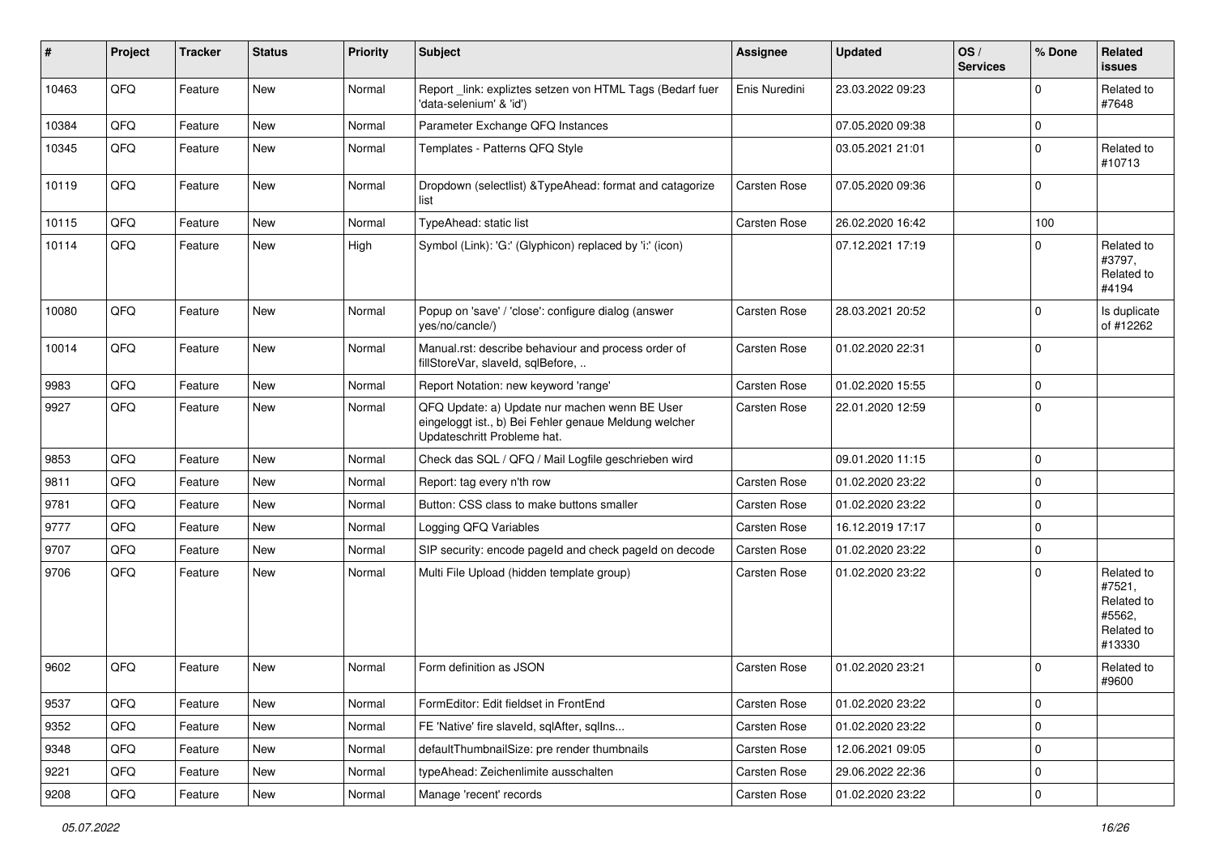| # | Project | Tracker | Status | Priority | Subject | Assignee | Updated | OS / Services | % Done | Related issues |
|---|---|---|---|---|---|---|---|---|---|---|
| 10463 | QFQ | Feature | New | Normal | Report _link: expliztes setzen von HTML Tags (Bedarf fuer 'data-selenium' & 'id') | Enis Nuredini | 23.03.2022 09:23 | | 0 | Related to #7648 |
| 10384 | QFQ | Feature | New | Normal | Parameter Exchange QFQ Instances | | 07.05.2020 09:38 | | 0 | |
| 10345 | QFQ | Feature | New | Normal | Templates - Patterns QFQ Style | | 03.05.2021 21:01 | | 0 | Related to #10713 |
| 10119 | QFQ | Feature | New | Normal | Dropdown (selectlist) &TypeAhead: format and catagorize list | Carsten Rose | 07.05.2020 09:36 | | 0 | |
| 10115 | QFQ | Feature | New | Normal | TypeAhead: static list | Carsten Rose | 26.02.2020 16:42 | | 100 | |
| 10114 | QFQ | Feature | New | High | Symbol (Link): 'G:' (Glyphicon) replaced by 'i:' (icon) | | 07.12.2021 17:19 | | 0 | Related to #3797, Related to #4194 |
| 10080 | QFQ | Feature | New | Normal | Popup on 'save' / 'close': configure dialog (answer yes/no/cancle/) | Carsten Rose | 28.03.2021 20:52 | | 0 | Is duplicate of #12262 |
| 10014 | QFQ | Feature | New | Normal | Manual.rst: describe behaviour and process order of fillStoreVar, slaveId, sqlBefore, .. | Carsten Rose | 01.02.2020 22:31 | | 0 | |
| 9983 | QFQ | Feature | New | Normal | Report Notation: new keyword 'range' | Carsten Rose | 01.02.2020 15:55 | | 0 | |
| 9927 | QFQ | Feature | New | Normal | QFQ Update: a) Update nur machen wenn BE User eingeloggt ist., b) Bei Fehler genaue Meldung welcher Updateschritt Probleme hat. | Carsten Rose | 22.01.2020 12:59 | | 0 | |
| 9853 | QFQ | Feature | New | Normal | Check das SQL / QFQ / Mail Logfile geschrieben wird | | 09.01.2020 11:15 | | 0 | |
| 9811 | QFQ | Feature | New | Normal | Report: tag every n'th row | Carsten Rose | 01.02.2020 23:22 | | 0 | |
| 9781 | QFQ | Feature | New | Normal | Button: CSS class to make buttons smaller | Carsten Rose | 01.02.2020 23:22 | | 0 | |
| 9777 | QFQ | Feature | New | Normal | Logging QFQ Variables | Carsten Rose | 16.12.2019 17:17 | | 0 | |
| 9707 | QFQ | Feature | New | Normal | SIP security: encode pageId and check pageId on decode | Carsten Rose | 01.02.2020 23:22 | | 0 | |
| 9706 | QFQ | Feature | New | Normal | Multi File Upload (hidden template group) | Carsten Rose | 01.02.2020 23:22 | | 0 | Related to #7521, Related to #5562, Related to #13330 |
| 9602 | QFQ | Feature | New | Normal | Form definition as JSON | Carsten Rose | 01.02.2020 23:21 | | 0 | Related to #9600 |
| 9537 | QFQ | Feature | New | Normal | FormEditor: Edit fieldset in FrontEnd | Carsten Rose | 01.02.2020 23:22 | | 0 | |
| 9352 | QFQ | Feature | New | Normal | FE 'Native' fire slaveId, sqlAfter, sqlIns... | Carsten Rose | 01.02.2020 23:22 | | 0 | |
| 9348 | QFQ | Feature | New | Normal | defaultThumbnailSize: pre render thumbnails | Carsten Rose | 12.06.2021 09:05 | | 0 | |
| 9221 | QFQ | Feature | New | Normal | typeAhead: Zeichenlimite ausschalten | Carsten Rose | 29.06.2022 22:36 | | 0 | |
| 9208 | QFQ | Feature | New | Normal | Manage 'recent' records | Carsten Rose | 01.02.2020 23:22 | | 0 | |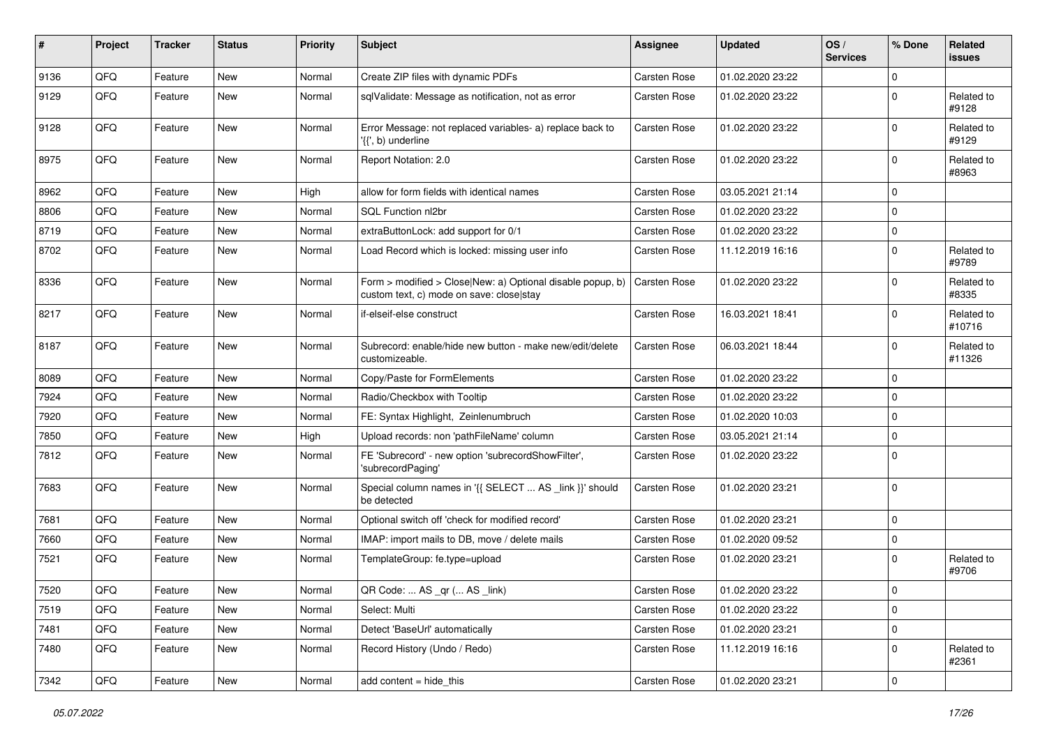| # | Project | Tracker | Status | Priority | Subject | Assignee | Updated | OS / Services | % Done | Related issues |
|---|---|---|---|---|---|---|---|---|---|---|
| 9136 | QFQ | Feature | New | Normal | Create ZIP files with dynamic PDFs | Carsten Rose | 01.02.2020 23:22 | | 0 | |
| 9129 | QFQ | Feature | New | Normal | sqlValidate: Message as notification, not as error | Carsten Rose | 01.02.2020 23:22 | | 0 | Related to #9128 |
| 9128 | QFQ | Feature | New | Normal | Error Message: not replaced variables- a) replace back to '{{', b) underline | Carsten Rose | 01.02.2020 23:22 | | 0 | Related to #9129 |
| 8975 | QFQ | Feature | New | Normal | Report Notation: 2.0 | Carsten Rose | 01.02.2020 23:22 | | 0 | Related to #8963 |
| 8962 | QFQ | Feature | New | High | allow for form fields with identical names | Carsten Rose | 03.05.2021 21:14 | | 0 | |
| 8806 | QFQ | Feature | New | Normal | SQL Function nl2br | Carsten Rose | 01.02.2020 23:22 | | 0 | |
| 8719 | QFQ | Feature | New | Normal | extraButtonLock: add support for 0/1 | Carsten Rose | 01.02.2020 23:22 | | 0 | |
| 8702 | QFQ | Feature | New | Normal | Load Record which is locked: missing user info | Carsten Rose | 11.12.2019 16:16 | | 0 | Related to #9789 |
| 8336 | QFQ | Feature | New | Normal | Form > modified > Close\|New: a) Optional disable popup, b) custom text, c) mode on save: close\|stay | Carsten Rose | 01.02.2020 23:22 | | 0 | Related to #8335 |
| 8217 | QFQ | Feature | New | Normal | if-elseif-else construct | Carsten Rose | 16.03.2021 18:41 | | 0 | Related to #10716 |
| 8187 | QFQ | Feature | New | Normal | Subrecord: enable/hide new button - make new/edit/delete customizeable. | Carsten Rose | 06.03.2021 18:44 | | 0 | Related to #11326 |
| 8089 | QFQ | Feature | New | Normal | Copy/Paste for FormElements | Carsten Rose | 01.02.2020 23:22 | | 0 | |
| 7924 | QFQ | Feature | New | Normal | Radio/Checkbox with Tooltip | Carsten Rose | 01.02.2020 23:22 | | 0 | |
| 7920 | QFQ | Feature | New | Normal | FE: Syntax Highlight, Zeinlenumbruch | Carsten Rose | 01.02.2020 10:03 | | 0 | |
| 7850 | QFQ | Feature | New | High | Upload records: non 'pathFileName' column | Carsten Rose | 03.05.2021 21:14 | | 0 | |
| 7812 | QFQ | Feature | New | Normal | FE 'Subrecord' - new option 'subrecordShowFilter', 'subrecordPaging' | Carsten Rose | 01.02.2020 23:22 | | 0 | |
| 7683 | QFQ | Feature | New | Normal | Special column names in '{{ SELECT ... AS _link }}' should be detected | Carsten Rose | 01.02.2020 23:21 | | 0 | |
| 7681 | QFQ | Feature | New | Normal | Optional switch off 'check for modified record' | Carsten Rose | 01.02.2020 23:21 | | 0 | |
| 7660 | QFQ | Feature | New | Normal | IMAP: import mails to DB, move / delete mails | Carsten Rose | 01.02.2020 09:52 | | 0 | |
| 7521 | QFQ | Feature | New | Normal | TemplateGroup: fe.type=upload | Carsten Rose | 01.02.2020 23:21 | | 0 | Related to #9706 |
| 7520 | QFQ | Feature | New | Normal | QR Code: ... AS _qr (... AS _link) | Carsten Rose | 01.02.2020 23:22 | | 0 | |
| 7519 | QFQ | Feature | New | Normal | Select: Multi | Carsten Rose | 01.02.2020 23:22 | | 0 | |
| 7481 | QFQ | Feature | New | Normal | Detect 'BaseUrl' automatically | Carsten Rose | 01.02.2020 23:21 | | 0 | |
| 7480 | QFQ | Feature | New | Normal | Record History (Undo / Redo) | Carsten Rose | 11.12.2019 16:16 | | 0 | Related to #2361 |
| 7342 | QFQ | Feature | New | Normal | add content = hide_this | Carsten Rose | 01.02.2020 23:21 | | 0 | |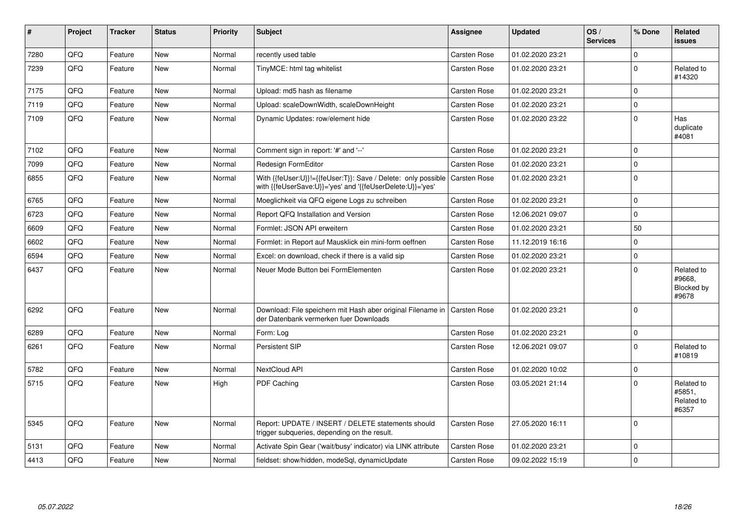| # | Project | Tracker | Status | Priority | Subject | Assignee | Updated | OS / Services | % Done | Related issues |
|---|---|---|---|---|---|---|---|---|---|---|
| 7280 | QFQ | Feature | New | Normal | recently used table | Carsten Rose | 01.02.2020 23:21 | | 0 | |
| 7239 | QFQ | Feature | New | Normal | TinyMCE: html tag whitelist | Carsten Rose | 01.02.2020 23:21 | | 0 | Related to #14320 |
| 7175 | QFQ | Feature | New | Normal | Upload: md5 hash as filename | Carsten Rose | 01.02.2020 23:21 | | 0 | |
| 7119 | QFQ | Feature | New | Normal | Upload: scaleDownWidth, scaleDownHeight | Carsten Rose | 01.02.2020 23:21 | | 0 | |
| 7109 | QFQ | Feature | New | Normal | Dynamic Updates: row/element hide | Carsten Rose | 01.02.2020 23:22 | | 0 | Has duplicate #4081 |
| 7102 | QFQ | Feature | New | Normal | Comment sign in report: '#' and '--' | Carsten Rose | 01.02.2020 23:21 | | 0 | |
| 7099 | QFQ | Feature | New | Normal | Redesign FormEditor | Carsten Rose | 01.02.2020 23:21 | | 0 | |
| 6855 | QFQ | Feature | New | Normal | With {{feUser:U}}!={{feUser:T}}: Save / Delete: only possible with {{feUserSave:U}}='yes' and '{{feUserDelete:U}}='yes' | Carsten Rose | 01.02.2020 23:21 | | 0 | |
| 6765 | QFQ | Feature | New | Normal | Moeglichkeit via QFQ eigene Logs zu schreiben | Carsten Rose | 01.02.2020 23:21 | | 0 | |
| 6723 | QFQ | Feature | New | Normal | Report QFQ Installation and Version | Carsten Rose | 12.06.2021 09:07 | | 0 | |
| 6609 | QFQ | Feature | New | Normal | Formlet: JSON API erweitern | Carsten Rose | 01.02.2020 23:21 | | 50 | |
| 6602 | QFQ | Feature | New | Normal | Formlet: in Report auf Mausklick ein mini-form oeffnen | Carsten Rose | 11.12.2019 16:16 | | 0 | |
| 6594 | QFQ | Feature | New | Normal | Excel: on download, check if there is a valid sip | Carsten Rose | 01.02.2020 23:21 | | 0 | |
| 6437 | QFQ | Feature | New | Normal | Neuer Mode Button bei FormElementen | Carsten Rose | 01.02.2020 23:21 | | 0 | Related to #9668, Blocked by #9678 |
| 6292 | QFQ | Feature | New | Normal | Download: File speichern mit Hash aber original Filename in der Datenbank vermerken fuer Downloads | Carsten Rose | 01.02.2020 23:21 | | 0 | |
| 6289 | QFQ | Feature | New | Normal | Form: Log | Carsten Rose | 01.02.2020 23:21 | | 0 | |
| 6261 | QFQ | Feature | New | Normal | Persistent SIP | Carsten Rose | 12.06.2021 09:07 | | 0 | Related to #10819 |
| 5782 | QFQ | Feature | New | Normal | NextCloud API | Carsten Rose | 01.02.2020 10:02 | | 0 | |
| 5715 | QFQ | Feature | New | High | PDF Caching | Carsten Rose | 03.05.2021 21:14 | | 0 | Related to #5851, Related to #6357 |
| 5345 | QFQ | Feature | New | Normal | Report: UPDATE / INSERT / DELETE statements should trigger subqueries, depending on the result. | Carsten Rose | 27.05.2020 16:11 | | 0 | |
| 5131 | QFQ | Feature | New | Normal | Activate Spin Gear ('wait/busy' indicator) via LINK attribute | Carsten Rose | 01.02.2020 23:21 | | 0 | |
| 4413 | QFQ | Feature | New | Normal | fieldset: show/hidden, modeSql, dynamicUpdate | Carsten Rose | 09.02.2022 15:19 | | 0 | |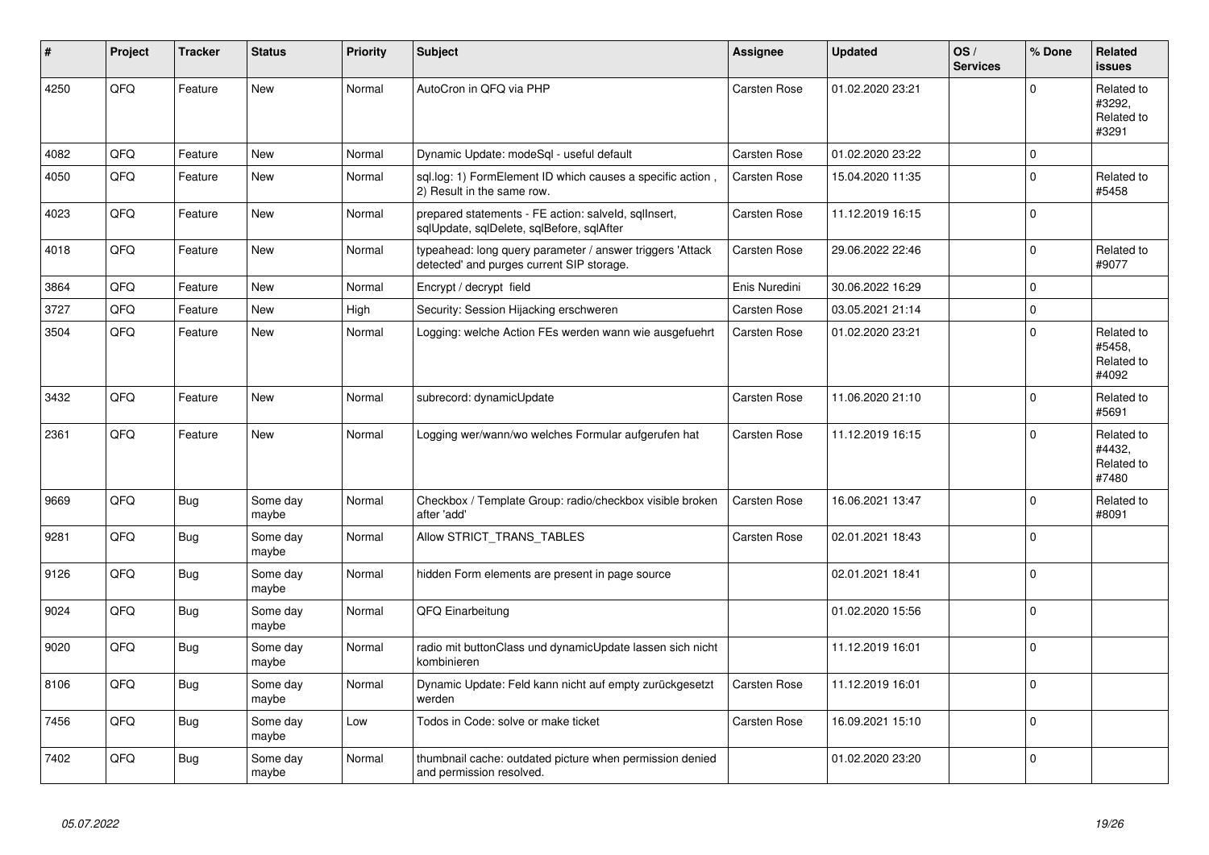| # | Project | Tracker | Status | Priority | Subject | Assignee | Updated | OS / Services | % Done | Related issues |
|---|---|---|---|---|---|---|---|---|---|---|
| 4250 | QFQ | Feature | New | Normal | AutoCron in QFQ via PHP | Carsten Rose | 01.02.2020 23:21 | | 0 | Related to #3292, Related to #3291 |
| 4082 | QFQ | Feature | New | Normal | Dynamic Update: modeSql - useful default | Carsten Rose | 01.02.2020 23:22 | | 0 | |
| 4050 | QFQ | Feature | New | Normal | sql.log: 1) FormElement ID which causes a specific action , 2) Result in the same row. | Carsten Rose | 15.04.2020 11:35 | | 0 | Related to #5458 |
| 4023 | QFQ | Feature | New | Normal | prepared statements - FE action: salveld, sqlInsert, sqlUpdate, sqlDelete, sqlBefore, sqlAfter | Carsten Rose | 11.12.2019 16:15 | | 0 | |
| 4018 | QFQ | Feature | New | Normal | typeahead: long query parameter / answer triggers 'Attack detected' and purges current SIP storage. | Carsten Rose | 29.06.2022 22:46 | | 0 | Related to #9077 |
| 3864 | QFQ | Feature | New | Normal | Encrypt / decrypt field | Enis Nuredini | 30.06.2022 16:29 | | 0 | |
| 3727 | QFQ | Feature | New | High | Security: Session Hijacking erschweren | Carsten Rose | 03.05.2021 21:14 | | 0 | |
| 3504 | QFQ | Feature | New | Normal | Logging: welche Action FEs werden wann wie ausgefuehrt | Carsten Rose | 01.02.2020 23:21 | | 0 | Related to #5458, Related to #4092 |
| 3432 | QFQ | Feature | New | Normal | subrecord: dynamicUpdate | Carsten Rose | 11.06.2020 21:10 | | 0 | Related to #5691 |
| 2361 | QFQ | Feature | New | Normal | Logging wer/wann/wo welches Formular aufgerufen hat | Carsten Rose | 11.12.2019 16:15 | | 0 | Related to #4432, Related to #7480 |
| 9669 | QFQ | Bug | Some day maybe | Normal | Checkbox / Template Group: radio/checkbox visible broken after 'add' | Carsten Rose | 16.06.2021 13:47 | | 0 | Related to #8091 |
| 9281 | QFQ | Bug | Some day maybe | Normal | Allow STRICT_TRANS_TABLES | Carsten Rose | 02.01.2021 18:43 | | 0 | |
| 9126 | QFQ | Bug | Some day maybe | Normal | hidden Form elements are present in page source | | 02.01.2021 18:41 | | 0 | |
| 9024 | QFQ | Bug | Some day maybe | Normal | QFQ Einarbeitung | | 01.02.2020 15:56 | | 0 | |
| 9020 | QFQ | Bug | Some day maybe | Normal | radio mit buttonClass und dynamicUpdate lassen sich nicht kombinieren | | 11.12.2019 16:01 | | 0 | |
| 8106 | QFQ | Bug | Some day maybe | Normal | Dynamic Update: Feld kann nicht auf empty zurückgesetzt werden | Carsten Rose | 11.12.2019 16:01 | | 0 | |
| 7456 | QFQ | Bug | Some day maybe | Low | Todos in Code: solve or make ticket | Carsten Rose | 16.09.2021 15:10 | | 0 | |
| 7402 | QFQ | Bug | Some day maybe | Normal | thumbnail cache: outdated picture when permission denied and permission resolved. | | 01.02.2020 23:20 | | 0 | |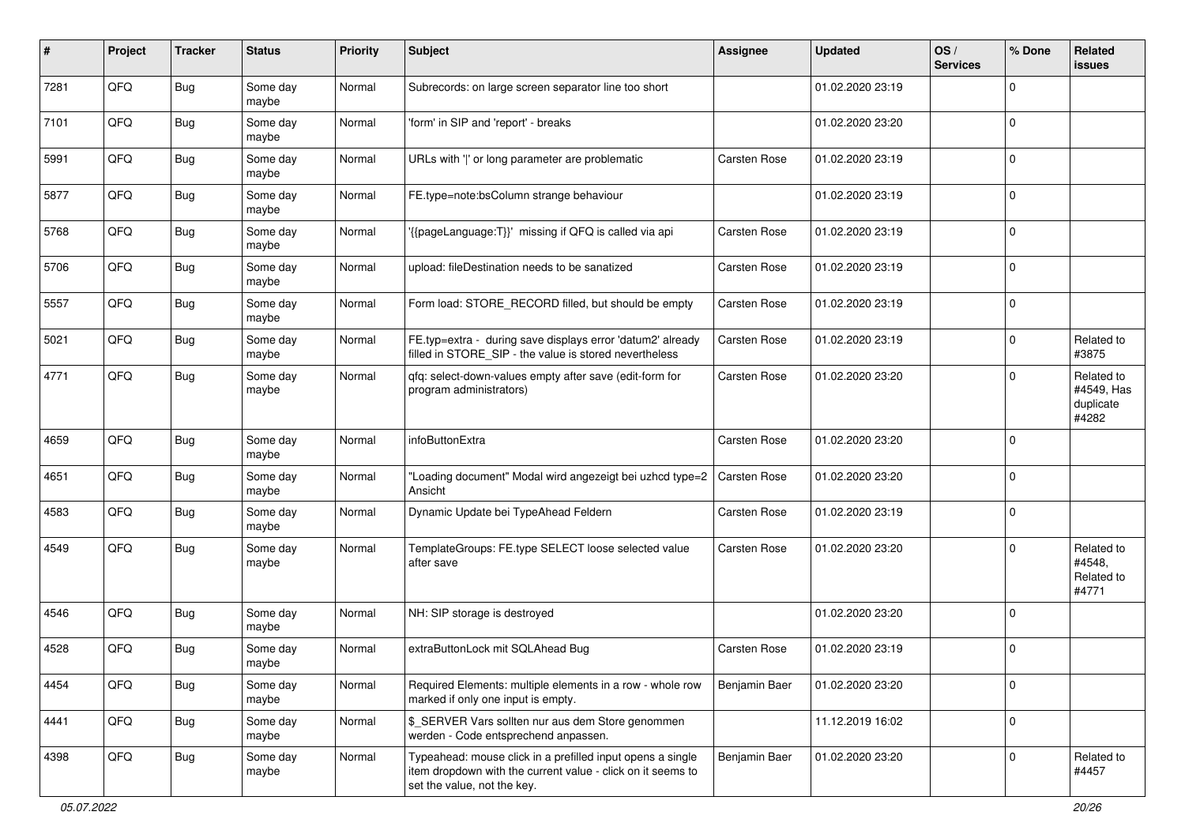| # | Project | Tracker | Status | Priority | Subject | Assignee | Updated | OS / Services | % Done | Related issues |
|---|---|---|---|---|---|---|---|---|---|---|
| 7281 | QFQ | Bug | Some day maybe | Normal | Subrecords: on large screen separator line too short | | 01.02.2020 23:19 | | 0 | |
| 7101 | QFQ | Bug | Some day maybe | Normal | 'form' in SIP and 'report' - breaks | | 01.02.2020 23:20 | | 0 | |
| 5991 | QFQ | Bug | Some day maybe | Normal | URLs with ' ' or long parameter are problematic | Carsten Rose | 01.02.2020 23:19 | | 0 | |
| 5877 | QFQ | Bug | Some day maybe | Normal | FE.type=note:bsColumn strange behaviour | | 01.02.2020 23:19 | | 0 | |
| 5768 | QFQ | Bug | Some day maybe | Normal | '{{pageLanguage:T}}' missing if QFQ is called via api | Carsten Rose | 01.02.2020 23:19 | | 0 | |
| 5706 | QFQ | Bug | Some day maybe | Normal | upload: fileDestination needs to be sanatized | Carsten Rose | 01.02.2020 23:19 | | 0 | |
| 5557 | QFQ | Bug | Some day maybe | Normal | Form load: STORE_RECORD filled, but should be empty | Carsten Rose | 01.02.2020 23:19 | | 0 | |
| 5021 | QFQ | Bug | Some day maybe | Normal | FE.typ=extra - during save displays error 'datum2' already filled in STORE_SIP - the value is stored nevertheless | Carsten Rose | 01.02.2020 23:19 | | 0 | Related to #3875 |
| 4771 | QFQ | Bug | Some day maybe | Normal | qfq: select-down-values empty after save (edit-form for program administrators) | Carsten Rose | 01.02.2020 23:20 | | 0 | Related to #4549, Has duplicate #4282 |
| 4659 | QFQ | Bug | Some day maybe | Normal | infoButtonExtra | Carsten Rose | 01.02.2020 23:20 | | 0 | |
| 4651 | QFQ | Bug | Some day maybe | Normal | "Loading document" Modal wird angezeigt bei uzhcd type=2 Ansicht | Carsten Rose | 01.02.2020 23:20 | | 0 | |
| 4583 | QFQ | Bug | Some day maybe | Normal | Dynamic Update bei TypeAhead Feldern | Carsten Rose | 01.02.2020 23:19 | | 0 | |
| 4549 | QFQ | Bug | Some day maybe | Normal | TemplateGroups: FE.type SELECT loose selected value after save | Carsten Rose | 01.02.2020 23:20 | | 0 | Related to #4548, Related to #4771 |
| 4546 | QFQ | Bug | Some day maybe | Normal | NH: SIP storage is destroyed | | 01.02.2020 23:20 | | 0 | |
| 4528 | QFQ | Bug | Some day maybe | Normal | extraButtonLock mit SQLAhead Bug | Carsten Rose | 01.02.2020 23:19 | | 0 | |
| 4454 | QFQ | Bug | Some day maybe | Normal | Required Elements: multiple elements in a row - whole row marked if only one input is empty. | Benjamin Baer | 01.02.2020 23:20 | | 0 | |
| 4441 | QFQ | Bug | Some day maybe | Normal | $_SERVER Vars sollten nur aus dem Store genommen werden - Code entsprechend anpassen. | | 11.12.2019 16:02 | | 0 | |
| 4398 | QFQ | Bug | Some day maybe | Normal | Typeahead: mouse click in a prefilled input opens a single item dropdown with the current value - click on it seems to set the value, not the key. | Benjamin Baer | 01.02.2020 23:20 | | 0 | Related to #4457 |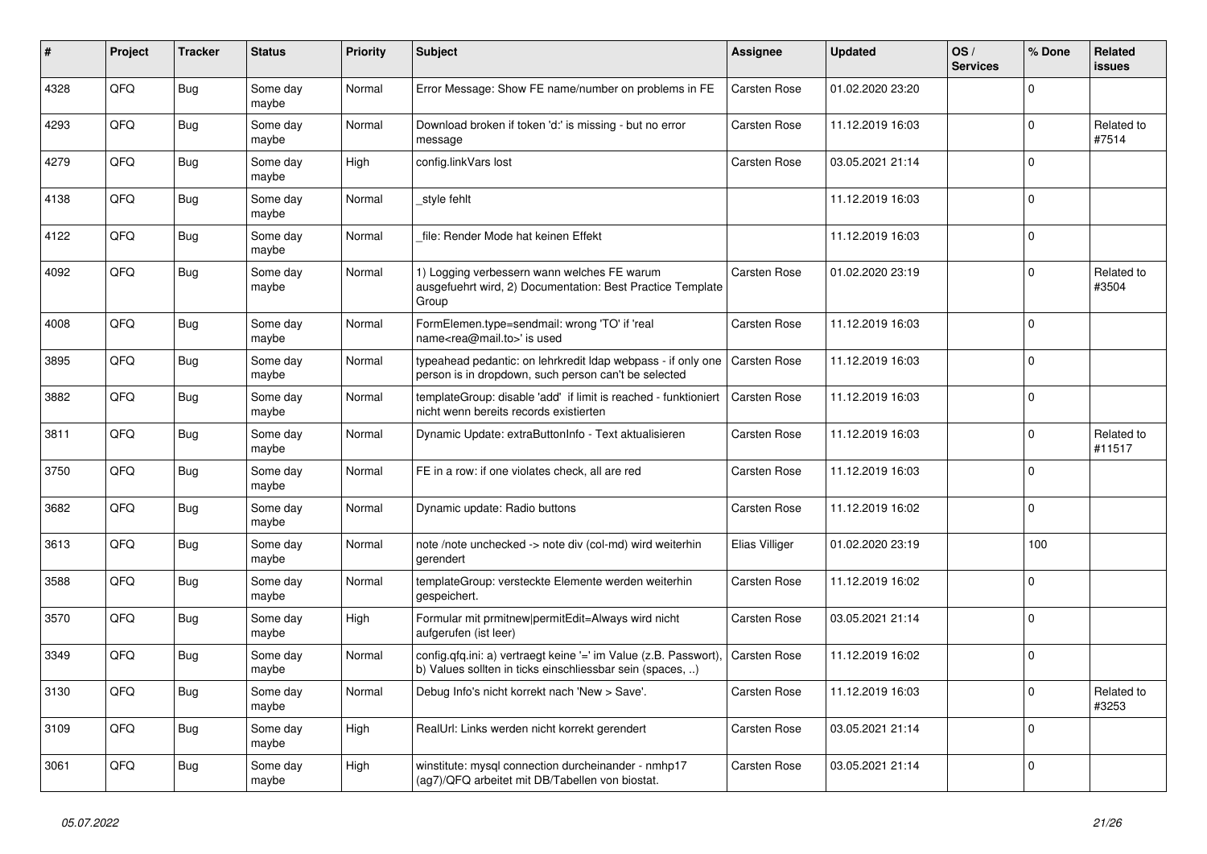| # | Project | Tracker | Status | Priority | Subject | Assignee | Updated | OS / Services | % Done | Related issues |
|---|---|---|---|---|---|---|---|---|---|---|
| 4328 | QFQ | Bug | Some day maybe | Normal | Error Message: Show FE name/number on problems in FE | Carsten Rose | 01.02.2020 23:20 | | 0 | |
| 4293 | QFQ | Bug | Some day maybe | Normal | Download broken if token 'd:' is missing - but no error message | Carsten Rose | 11.12.2019 16:03 | | 0 | Related to #7514 |
| 4279 | QFQ | Bug | Some day maybe | High | config.linkVars lost | Carsten Rose | 03.05.2021 21:14 | | 0 | |
| 4138 | QFQ | Bug | Some day maybe | Normal | _style fehlt | | 11.12.2019 16:03 | | 0 | |
| 4122 | QFQ | Bug | Some day maybe | Normal | _file: Render Mode hat keinen Effekt | | 11.12.2019 16:03 | | 0 | |
| 4092 | QFQ | Bug | Some day maybe | Normal | 1) Logging verbessern wann welches FE warum ausgefuehrt wird, 2) Documentation: Best Practice Template Group | Carsten Rose | 01.02.2020 23:19 | | 0 | Related to #3504 |
| 4008 | QFQ | Bug | Some day maybe | Normal | FormElemen.type=sendmail: wrong 'TO' if 'real name<rea@mail.to>' is used | Carsten Rose | 11.12.2019 16:03 | | 0 | |
| 3895 | QFQ | Bug | Some day maybe | Normal | typeahead pedantic: on lehrkredit ldap webpass - if only one person is in dropdown, such person can't be selected | Carsten Rose | 11.12.2019 16:03 | | 0 | |
| 3882 | QFQ | Bug | Some day maybe | Normal | templateGroup: disable 'add' if limit is reached - funktioniert nicht wenn bereits records existierten | Carsten Rose | 11.12.2019 16:03 | | 0 | |
| 3811 | QFQ | Bug | Some day maybe | Normal | Dynamic Update: extraButtonInfo - Text aktualisieren | Carsten Rose | 11.12.2019 16:03 | | 0 | Related to #11517 |
| 3750 | QFQ | Bug | Some day maybe | Normal | FE in a row: if one violates check, all are red | Carsten Rose | 11.12.2019 16:03 | | 0 | |
| 3682 | QFQ | Bug | Some day maybe | Normal | Dynamic update: Radio buttons | Carsten Rose | 11.12.2019 16:02 | | 0 | |
| 3613 | QFQ | Bug | Some day maybe | Normal | note /note unchecked -> note div (col-md) wird weiterhin gerendert | Elias Villiger | 01.02.2020 23:19 | | 100 | |
| 3588 | QFQ | Bug | Some day maybe | Normal | templateGroup: versteckte Elemente werden weiterhin gespeichert. | Carsten Rose | 11.12.2019 16:02 | | 0 | |
| 3570 | QFQ | Bug | Some day maybe | High | Formular mit prmitnew\|permitEdit=Always wird nicht aufgerufen (ist leer) | Carsten Rose | 03.05.2021 21:14 | | 0 | |
| 3349 | QFQ | Bug | Some day maybe | Normal | config.qfq.ini: a) vertraegt keine '=' im Value (z.B. Passwort), b) Values sollten in ticks einschliessbar sein (spaces, ..) | Carsten Rose | 11.12.2019 16:02 | | 0 | |
| 3130 | QFQ | Bug | Some day maybe | Normal | Debug Info's nicht korrekt nach 'New > Save'. | Carsten Rose | 11.12.2019 16:03 | | 0 | Related to #3253 |
| 3109 | QFQ | Bug | Some day maybe | High | RealUrl: Links werden nicht korrekt gerendert | Carsten Rose | 03.05.2021 21:14 | | 0 | |
| 3061 | QFQ | Bug | Some day maybe | High | winstitute: mysql connection durcheinander - nmhp17 (ag7)/QFQ arbeitet mit DB/Tabellen von biostat. | Carsten Rose | 03.05.2021 21:14 | | 0 | |

*05.07.2022*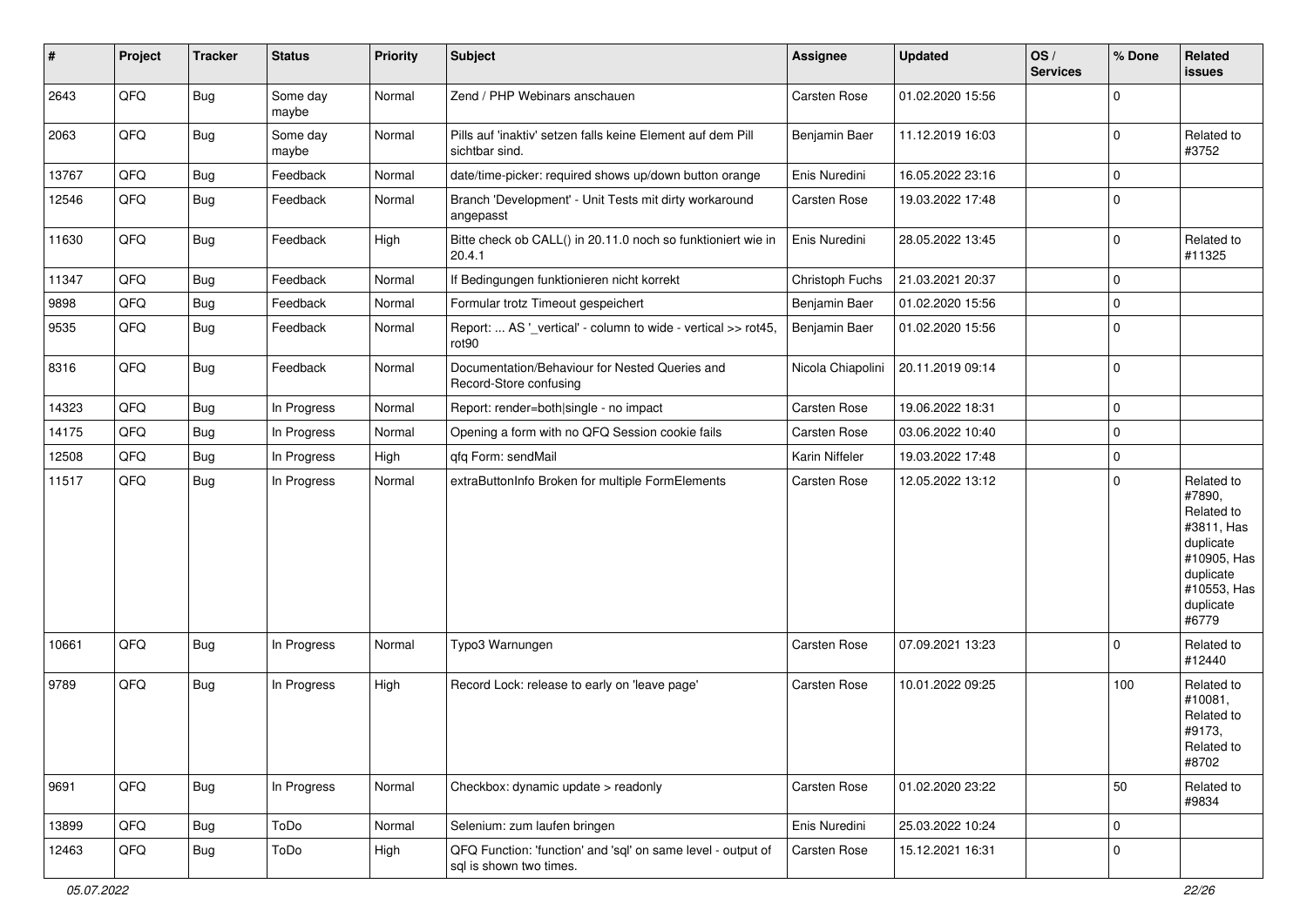| # | Project | Tracker | Status | Priority | Subject | Assignee | Updated | OS / Services | % Done | Related issues |
|---|---|---|---|---|---|---|---|---|---|---|
| 2643 | QFQ | Bug | Some day maybe | Normal | Zend / PHP Webinars anschauen | Carsten Rose | 01.02.2020 15:56 | | 0 | |
| 2063 | QFQ | Bug | Some day maybe | Normal | Pills auf 'inaktiv' setzen falls keine Element auf dem Pill sichtbar sind. | Benjamin Baer | 11.12.2019 16:03 | | 0 | Related to #3752 |
| 13767 | QFQ | Bug | Feedback | Normal | date/time-picker: required shows up/down button orange | Enis Nuredini | 16.05.2022 23:16 | | 0 | |
| 12546 | QFQ | Bug | Feedback | Normal | Branch 'Development' - Unit Tests mit dirty workaround angepasst | Carsten Rose | 19.03.2022 17:48 | | 0 | |
| 11630 | QFQ | Bug | Feedback | High | Bitte check ob CALL() in 20.11.0 noch so funktioniert wie in 20.4.1 | Enis Nuredini | 28.05.2022 13:45 | | 0 | Related to #11325 |
| 11347 | QFQ | Bug | Feedback | Normal | If Bedingungen funktionieren nicht korrekt | Christoph Fuchs | 21.03.2021 20:37 | | 0 | |
| 9898 | QFQ | Bug | Feedback | Normal | Formular trotz Timeout gespeichert | Benjamin Baer | 01.02.2020 15:56 | | 0 | |
| 9535 | QFQ | Bug | Feedback | Normal | Report: ... AS '_vertical' - column to wide - vertical >> rot45, rot90 | Benjamin Baer | 01.02.2020 15:56 | | 0 | |
| 8316 | QFQ | Bug | Feedback | Normal | Documentation/Behaviour for Nested Queries and Record-Store confusing | Nicola Chiapolini | 20.11.2019 09:14 | | 0 | |
| 14323 | QFQ | Bug | In Progress | Normal | Report: render=both\|single - no impact | Carsten Rose | 19.06.2022 18:31 | | 0 | |
| 14175 | QFQ | Bug | In Progress | Normal | Opening a form with no QFQ Session cookie fails | Carsten Rose | 03.06.2022 10:40 | | 0 | |
| 12508 | QFQ | Bug | In Progress | High | qfq Form: sendMail | Karin Niffeler | 19.03.2022 17:48 | | 0 | |
| 11517 | QFQ | Bug | In Progress | Normal | extraButtonInfo Broken for multiple FormElements | Carsten Rose | 12.05.2022 13:12 | | 0 | Related to #7890, Related to #3811, Has duplicate #10905, Has duplicate #10553, Has duplicate #6779 |
| 10661 | QFQ | Bug | In Progress | Normal | Typo3 Warnungen | Carsten Rose | 07.09.2021 13:23 | | 0 | Related to #12440 |
| 9789 | QFQ | Bug | In Progress | High | Record Lock: release to early on 'leave page' | Carsten Rose | 10.01.2022 09:25 | | 100 | Related to #10081, Related to #9173, Related to #8702 |
| 9691 | QFQ | Bug | In Progress | Normal | Checkbox: dynamic update > readonly | Carsten Rose | 01.02.2020 23:22 | | 50 | Related to #9834 |
| 13899 | QFQ | Bug | ToDo | Normal | Selenium: zum laufen bringen | Enis Nuredini | 25.03.2022 10:24 | | 0 | |
| 12463 | QFQ | Bug | ToDo | High | QFQ Function: 'function' and 'sql' on same level - output of sql is shown two times. | Carsten Rose | 15.12.2021 16:31 | | 0 | |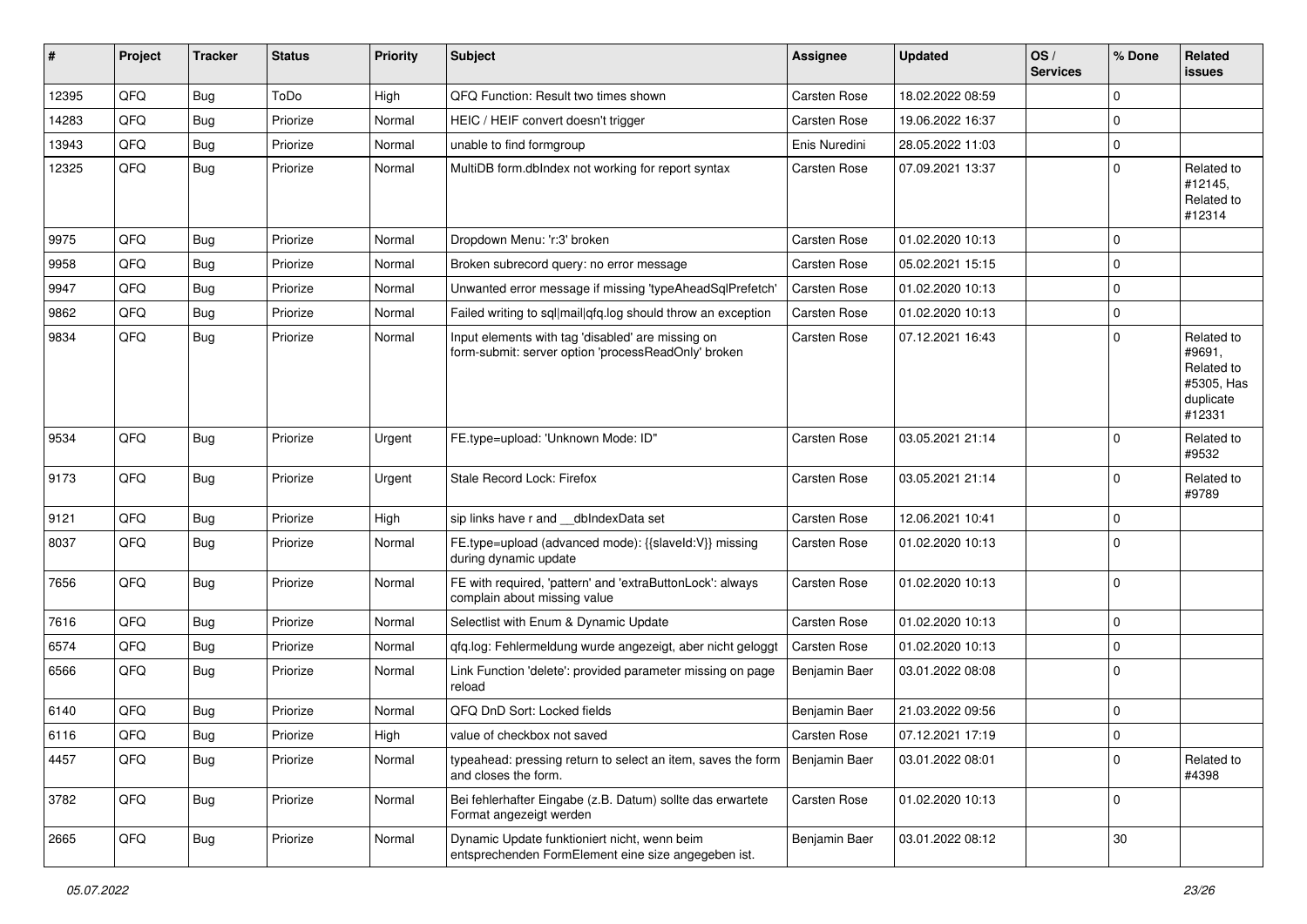| # | Project | Tracker | Status | Priority | Subject | Assignee | Updated | OS / Services | % Done | Related issues |
|---|---|---|---|---|---|---|---|---|---|---|
| 12395 | QFQ | Bug | ToDo | High | QFQ Function: Result two times shown | Carsten Rose | 18.02.2022 08:59 | | 0 | |
| 14283 | QFQ | Bug | Priorize | Normal | HEIC / HEIF convert doesn't trigger | Carsten Rose | 19.06.2022 16:37 | | 0 | |
| 13943 | QFQ | Bug | Priorize | Normal | unable to find formgroup | Enis Nuredini | 28.05.2022 11:03 | | 0 | |
| 12325 | QFQ | Bug | Priorize | Normal | MultiDB form.dbIndex not working for report syntax | Carsten Rose | 07.09.2021 13:37 | | 0 | Related to #12145, Related to #12314 |
| 9975 | QFQ | Bug | Priorize | Normal | Dropdown Menu: 'r:3' broken | Carsten Rose | 01.02.2020 10:13 | | 0 | |
| 9958 | QFQ | Bug | Priorize | Normal | Broken subrecord query: no error message | Carsten Rose | 05.02.2021 15:15 | | 0 | |
| 9947 | QFQ | Bug | Priorize | Normal | Unwanted error message if missing 'typeAheadSqlPrefetch' | Carsten Rose | 01.02.2020 10:13 | | 0 | |
| 9862 | QFQ | Bug | Priorize | Normal | Failed writing to sql\|mail\|qfq.log should throw an exception | Carsten Rose | 01.02.2020 10:13 | | 0 | |
| 9834 | QFQ | Bug | Priorize | Normal | Input elements with tag 'disabled' are missing on form-submit: server option 'processReadOnly' broken | Carsten Rose | 07.12.2021 16:43 | | 0 | Related to #9691, Related to #5305, Has duplicate #12331 |
| 9534 | QFQ | Bug | Priorize | Urgent | FE.type=upload: 'Unknown Mode: ID" | Carsten Rose | 03.05.2021 21:14 | | 0 | Related to #9532 |
| 9173 | QFQ | Bug | Priorize | Urgent | Stale Record Lock: Firefox | Carsten Rose | 03.05.2021 21:14 | | 0 | Related to #9789 |
| 9121 | QFQ | Bug | Priorize | High | sip links have r and __dbIndexData set | Carsten Rose | 12.06.2021 10:41 | | 0 | |
| 8037 | QFQ | Bug | Priorize | Normal | FE.type=upload (advanced mode): {{slaveId:V}} missing during dynamic update | Carsten Rose | 01.02.2020 10:13 | | 0 | |
| 7656 | QFQ | Bug | Priorize | Normal | FE with required, 'pattern' and 'extraButtonLock': always complain about missing value | Carsten Rose | 01.02.2020 10:13 | | 0 | |
| 7616 | QFQ | Bug | Priorize | Normal | Selectlist with Enum & Dynamic Update | Carsten Rose | 01.02.2020 10:13 | | 0 | |
| 6574 | QFQ | Bug | Priorize | Normal | qfq.log: Fehlermeldung wurde angezeigt, aber nicht geloggt | Carsten Rose | 01.02.2020 10:13 | | 0 | |
| 6566 | QFQ | Bug | Priorize | Normal | Link Function 'delete': provided parameter missing on page reload | Benjamin Baer | 03.01.2022 08:08 | | 0 | |
| 6140 | QFQ | Bug | Priorize | Normal | QFQ DnD Sort: Locked fields | Benjamin Baer | 21.03.2022 09:56 | | 0 | |
| 6116 | QFQ | Bug | Priorize | High | value of checkbox not saved | Carsten Rose | 07.12.2021 17:19 | | 0 | |
| 4457 | QFQ | Bug | Priorize | Normal | typeahead: pressing return to select an item, saves the form and closes the form. | Benjamin Baer | 03.01.2022 08:01 | | 0 | Related to #4398 |
| 3782 | QFQ | Bug | Priorize | Normal | Bei fehlerhafter Eingabe (z.B. Datum) sollte das erwartete Format angezeigt werden | Carsten Rose | 01.02.2020 10:13 | | 0 | |
| 2665 | QFQ | Bug | Priorize | Normal | Dynamic Update funktioniert nicht, wenn beim entsprechenden FormElement eine size angegeben ist. | Benjamin Baer | 03.01.2022 08:12 | | 30 | |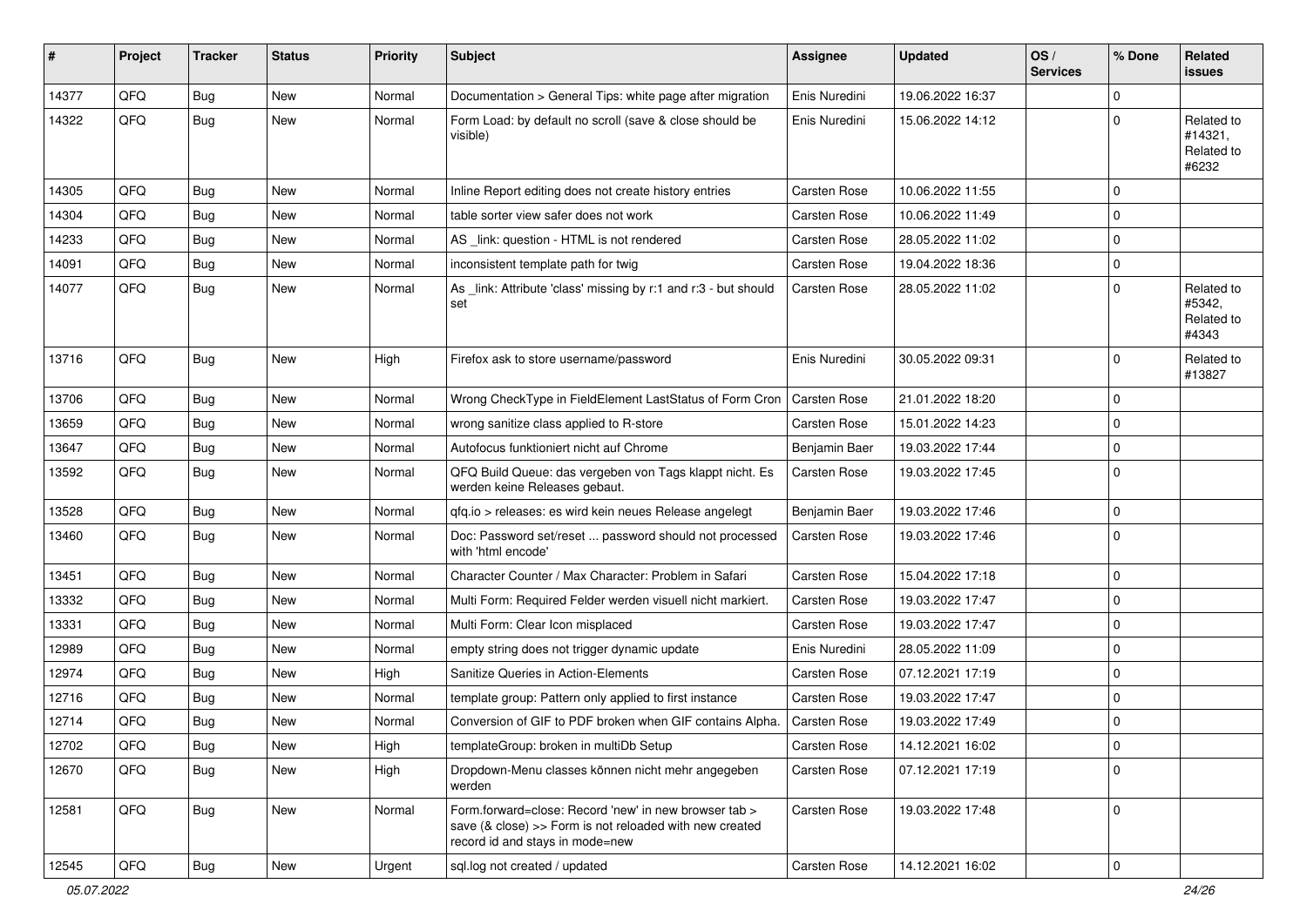| # | Project | Tracker | Status | Priority | Subject | Assignee | Updated | OS / Services | % Done | Related issues |
|---|---|---|---|---|---|---|---|---|---|---|
| 14377 | QFQ | Bug | New | Normal | Documentation > General Tips: white page after migration | Enis Nuredini | 19.06.2022 16:37 | | 0 | |
| 14322 | QFQ | Bug | New | Normal | Form Load: by default no scroll (save & close should be visible) | Enis Nuredini | 15.06.2022 14:12 | | 0 | Related to #14321, Related to #6232 |
| 14305 | QFQ | Bug | New | Normal | Inline Report editing does not create history entries | Carsten Rose | 10.06.2022 11:55 | | 0 | |
| 14304 | QFQ | Bug | New | Normal | table sorter view safer does not work | Carsten Rose | 10.06.2022 11:49 | | 0 | |
| 14233 | QFQ | Bug | New | Normal | AS _link: question - HTML is not rendered | Carsten Rose | 28.05.2022 11:02 | | 0 | |
| 14091 | QFQ | Bug | New | Normal | inconsistent template path for twig | Carsten Rose | 19.04.2022 18:36 | | 0 | |
| 14077 | QFQ | Bug | New | Normal | As _link: Attribute 'class' missing by r:1 and r:3 - but should set | Carsten Rose | 28.05.2022 11:02 | | 0 | Related to #5342, Related to #4343 |
| 13716 | QFQ | Bug | New | High | Firefox ask to store username/password | Enis Nuredini | 30.05.2022 09:31 | | 0 | Related to #13827 |
| 13706 | QFQ | Bug | New | Normal | Wrong CheckType in FieldElement LastStatus of Form Cron | Carsten Rose | 21.01.2022 18:20 | | 0 | |
| 13659 | QFQ | Bug | New | Normal | wrong sanitize class applied to R-store | Carsten Rose | 15.01.2022 14:23 | | 0 | |
| 13647 | QFQ | Bug | New | Normal | Autofocus funktioniert nicht auf Chrome | Benjamin Baer | 19.03.2022 17:44 | | 0 | |
| 13592 | QFQ | Bug | New | Normal | QFQ Build Queue: das vergeben von Tags klappt nicht. Es werden keine Releases gebaut. | Carsten Rose | 19.03.2022 17:45 | | 0 | |
| 13528 | QFQ | Bug | New | Normal | qfq.io > releases: es wird kein neues Release angelegt | Benjamin Baer | 19.03.2022 17:46 | | 0 | |
| 13460 | QFQ | Bug | New | Normal | Doc: Password set/reset ... password should not processed with 'html encode' | Carsten Rose | 19.03.2022 17:46 | | 0 | |
| 13451 | QFQ | Bug | New | Normal | Character Counter / Max Character: Problem in Safari | Carsten Rose | 15.04.2022 17:18 | | 0 | |
| 13332 | QFQ | Bug | New | Normal | Multi Form: Required Felder werden visuell nicht markiert. | Carsten Rose | 19.03.2022 17:47 | | 0 | |
| 13331 | QFQ | Bug | New | Normal | Multi Form: Clear Icon misplaced | Carsten Rose | 19.03.2022 17:47 | | 0 | |
| 12989 | QFQ | Bug | New | Normal | empty string does not trigger dynamic update | Enis Nuredini | 28.05.2022 11:09 | | 0 | |
| 12974 | QFQ | Bug | New | High | Sanitize Queries in Action-Elements | Carsten Rose | 07.12.2021 17:19 | | 0 | |
| 12716 | QFQ | Bug | New | Normal | template group: Pattern only applied to first instance | Carsten Rose | 19.03.2022 17:47 | | 0 | |
| 12714 | QFQ | Bug | New | Normal | Conversion of GIF to PDF broken when GIF contains Alpha. | Carsten Rose | 19.03.2022 17:49 | | 0 | |
| 12702 | QFQ | Bug | New | High | templateGroup: broken in multiDb Setup | Carsten Rose | 14.12.2021 16:02 | | 0 | |
| 12670 | QFQ | Bug | New | High | Dropdown-Menu classes können nicht mehr angegeben werden | Carsten Rose | 07.12.2021 17:19 | | 0 | |
| 12581 | QFQ | Bug | New | Normal | Form.forward=close: Record 'new' in new browser tab > save (& close) >> Form is not reloaded with new created record id and stays in mode=new | Carsten Rose | 19.03.2022 17:48 | | 0 | |
| 12545 | QFQ | Bug | New | Urgent | sql.log not created / updated | Carsten Rose | 14.12.2021 16:02 | | 0 | |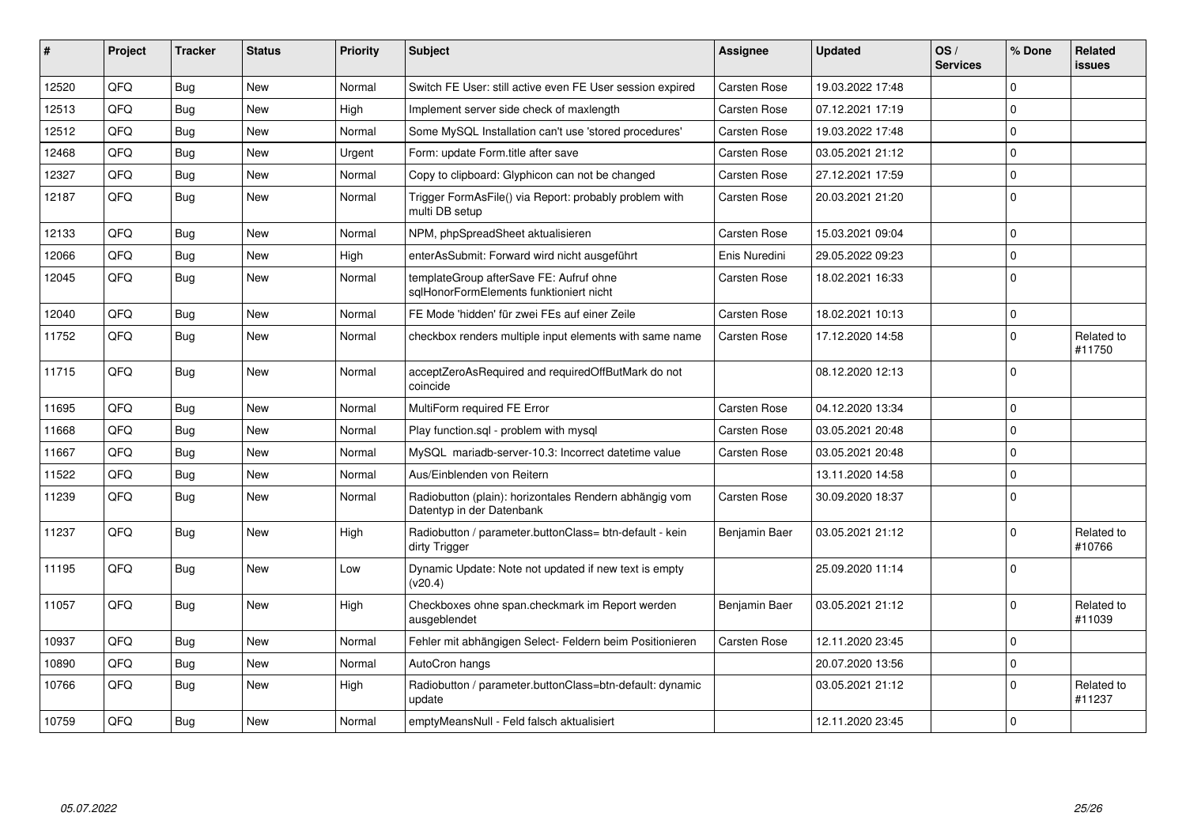| # | Project | Tracker | Status | Priority | Subject | Assignee | Updated | OS / Services | % Done | Related issues |
|---|---|---|---|---|---|---|---|---|---|---|
| 12520 | QFQ | Bug | New | Normal | Switch FE User: still active even FE User session expired | Carsten Rose | 19.03.2022 17:48 | | 0 | |
| 12513 | QFQ | Bug | New | High | Implement server side check of maxlength | Carsten Rose | 07.12.2021 17:19 | | 0 | |
| 12512 | QFQ | Bug | New | Normal | Some MySQL Installation can't use 'stored procedures' | Carsten Rose | 19.03.2022 17:48 | | 0 | |
| 12468 | QFQ | Bug | New | Urgent | Form: update Form.title after save | Carsten Rose | 03.05.2021 21:12 | | 0 | |
| 12327 | QFQ | Bug | New | Normal | Copy to clipboard: Glyphicon can not be changed | Carsten Rose | 27.12.2021 17:59 | | 0 | |
| 12187 | QFQ | Bug | New | Normal | Trigger FormAsFile() via Report: probably problem with multi DB setup | Carsten Rose | 20.03.2021 21:20 | | 0 | |
| 12133 | QFQ | Bug | New | Normal | NPM, phpSpreadSheet aktualisieren | Carsten Rose | 15.03.2021 09:04 | | 0 | |
| 12066 | QFQ | Bug | New | High | enterAsSubmit: Forward wird nicht ausgeführt | Enis Nuredini | 29.05.2022 09:23 | | 0 | |
| 12045 | QFQ | Bug | New | Normal | templateGroup afterSave FE: Aufruf ohne sqlHonorFormElements funktioniert nicht | Carsten Rose | 18.02.2021 16:33 | | 0 | |
| 12040 | QFQ | Bug | New | Normal | FE Mode 'hidden' für zwei FEs auf einer Zeile | Carsten Rose | 18.02.2021 10:13 | | 0 | |
| 11752 | QFQ | Bug | New | Normal | checkbox renders multiple input elements with same name | Carsten Rose | 17.12.2020 14:58 | | 0 | Related to #11750 |
| 11715 | QFQ | Bug | New | Normal | acceptZeroAsRequired and requiredOffButMark do not coincide | | 08.12.2020 12:13 | | 0 | |
| 11695 | QFQ | Bug | New | Normal | MultiForm required FE Error | Carsten Rose | 04.12.2020 13:34 | | 0 | |
| 11668 | QFQ | Bug | New | Normal | Play function.sql - problem with mysql | Carsten Rose | 03.05.2021 20:48 | | 0 | |
| 11667 | QFQ | Bug | New | Normal | MySQL mariadb-server-10.3: Incorrect datetime value | Carsten Rose | 03.05.2021 20:48 | | 0 | |
| 11522 | QFQ | Bug | New | Normal | Aus/Einblenden von Reitern | | 13.11.2020 14:58 | | 0 | |
| 11239 | QFQ | Bug | New | Normal | Radiobutton (plain): horizontales Rendern abhängig vom Datentyp in der Datenbank | Carsten Rose | 30.09.2020 18:37 | | 0 | |
| 11237 | QFQ | Bug | New | High | Radiobutton / parameter.buttonClass= btn-default - kein dirty Trigger | Benjamin Baer | 03.05.2021 21:12 | | 0 | Related to #10766 |
| 11195 | QFQ | Bug | New | Low | Dynamic Update: Note not updated if new text is empty (v20.4) | | 25.09.2020 11:14 | | 0 | |
| 11057 | QFQ | Bug | New | High | Checkboxes ohne span.checkmark im Report werden ausgeblendet | Benjamin Baer | 03.05.2021 21:12 | | 0 | Related to #11039 |
| 10937 | QFQ | Bug | New | Normal | Fehler mit abhängigen Select- Feldern beim Positionieren | Carsten Rose | 12.11.2020 23:45 | | 0 | |
| 10890 | QFQ | Bug | New | Normal | AutoCron hangs | | 20.07.2020 13:56 | | 0 | |
| 10766 | QFQ | Bug | New | High | Radiobutton / parameter.buttonClass=btn-default: dynamic update | | 03.05.2021 21:12 | | 0 | Related to #11237 |
| 10759 | QFQ | Bug | New | Normal | emptyMeansNull - Feld falsch aktualisiert | | 12.11.2020 23:45 | | 0 | |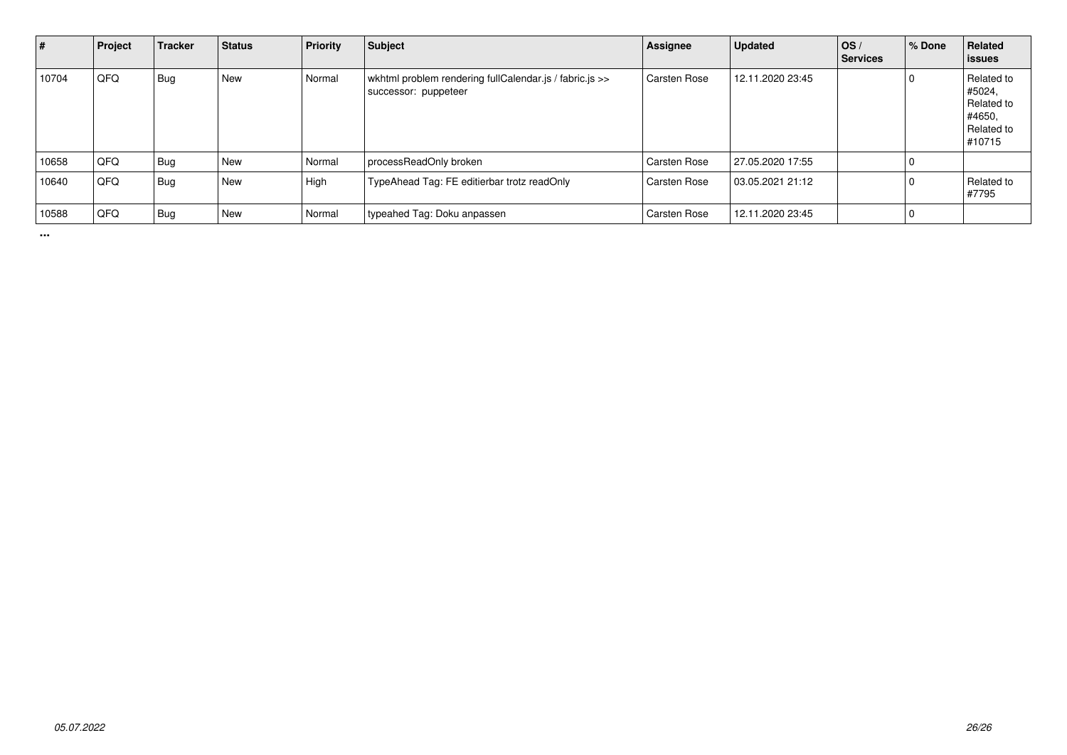| # | Project | Tracker | Status | Priority | Subject | Assignee | Updated | OS / Services | % Done | Related issues |
|---|---|---|---|---|---|---|---|---|---|---|
| 10704 | QFQ | Bug | New | Normal | wkhtml problem rendering fullCalendar.js / fabric.js >> successor: puppeteer | Carsten Rose | 12.11.2020 23:45 | | 0 | Related to #5024, Related to #4650, Related to #10715 |
| 10658 | QFQ | Bug | New | Normal | processReadOnly broken | Carsten Rose | 27.05.2020 17:55 | | 0 | |
| 10640 | QFQ | Bug | New | High | TypeAhead Tag: FE editierbar trotz readOnly | Carsten Rose | 03.05.2021 21:12 | | 0 | Related to #7795 |
| 10588 | QFQ | Bug | New | Normal | typeahed Tag: Doku anpassen | Carsten Rose | 12.11.2020 23:45 | | 0 | |

...